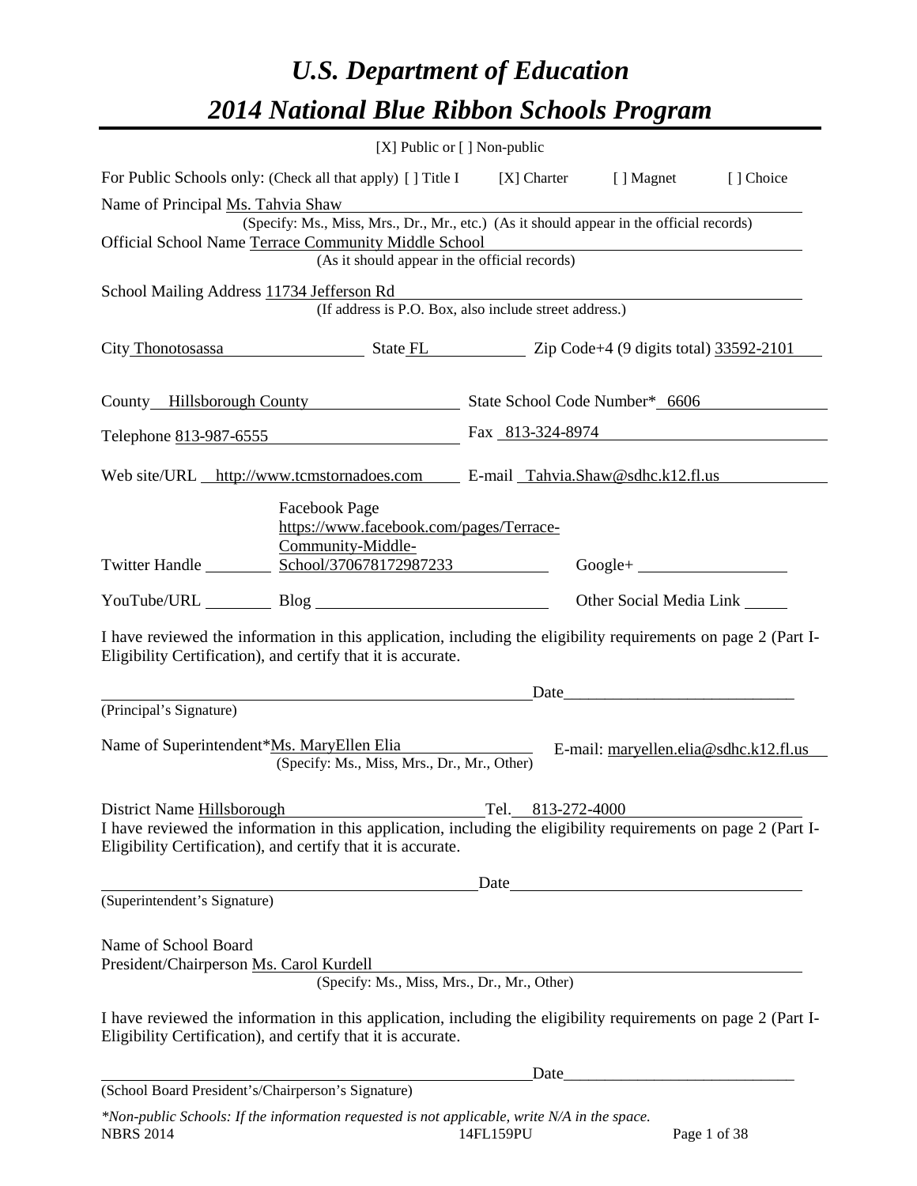# *U.S. Department of Education*
# *2014 National Blue Ribbon Schools Program*

[X] Public or [ ] Non-public

For Public Schools only: (Check all that apply) [ ] Title I [X] Charter [ ] Magnet [ ] Choice

Name of Principal Ms. Tahvia Shaw
(Specify: Ms., Miss, Mrs., Dr., Mr., etc.) (As it should appear in the official records)

Official School Name Terrace Community Middle School
(As it should appear in the official records)

School Mailing Address 11734 Jefferson Rd
(If address is P.O. Box, also include street address.)

City Thonotosassa State FL Zip Code+4 (9 digits total) 33592-2101

County Hillsborough County State School Code Number* 6606

Telephone 813-987-6555 Fax 813-324-8974

Web site/URL http://www.tcmstornadoes.com E-mail Tahvia.Shaw@sdhc.k12.fl.us

Twitter Handle ________ Facebook Page https://www.facebook.com/pages/Terrace-Community-Middle-School/370678172987233 Google+ ________

YouTube/URL ________ Blog ________ Other Social Media Link ________

I have reviewed the information in this application, including the eligibility requirements on page 2 (Part I-Eligibility Certification), and certify that it is accurate.

_________________________________ Date_________________________
(Principal's Signature)

Name of Superintendent* Ms. MaryEllen Elia E-mail: maryellen.elia@sdhc.k12.fl.us
(Specify: Ms., Miss, Mrs., Dr., Mr., Other)

District Name Hillsborough Tel. 813-272-4000

I have reviewed the information in this application, including the eligibility requirements on page 2 (Part I-Eligibility Certification), and certify that it is accurate.

_________________________________ Date_________________________
(Superintendent's Signature)

Name of School Board
President/Chairperson Ms. Carol Kurdell
(Specify: Ms., Miss, Mrs., Dr., Mr., Other)

I have reviewed the information in this application, including the eligibility requirements on page 2 (Part I-Eligibility Certification), and certify that it is accurate.

_________________________________ Date_________________________
(School Board President's/Chairperson's Signature)

*\*Non-public Schools: If the information requested is not applicable, write N/A in the space.*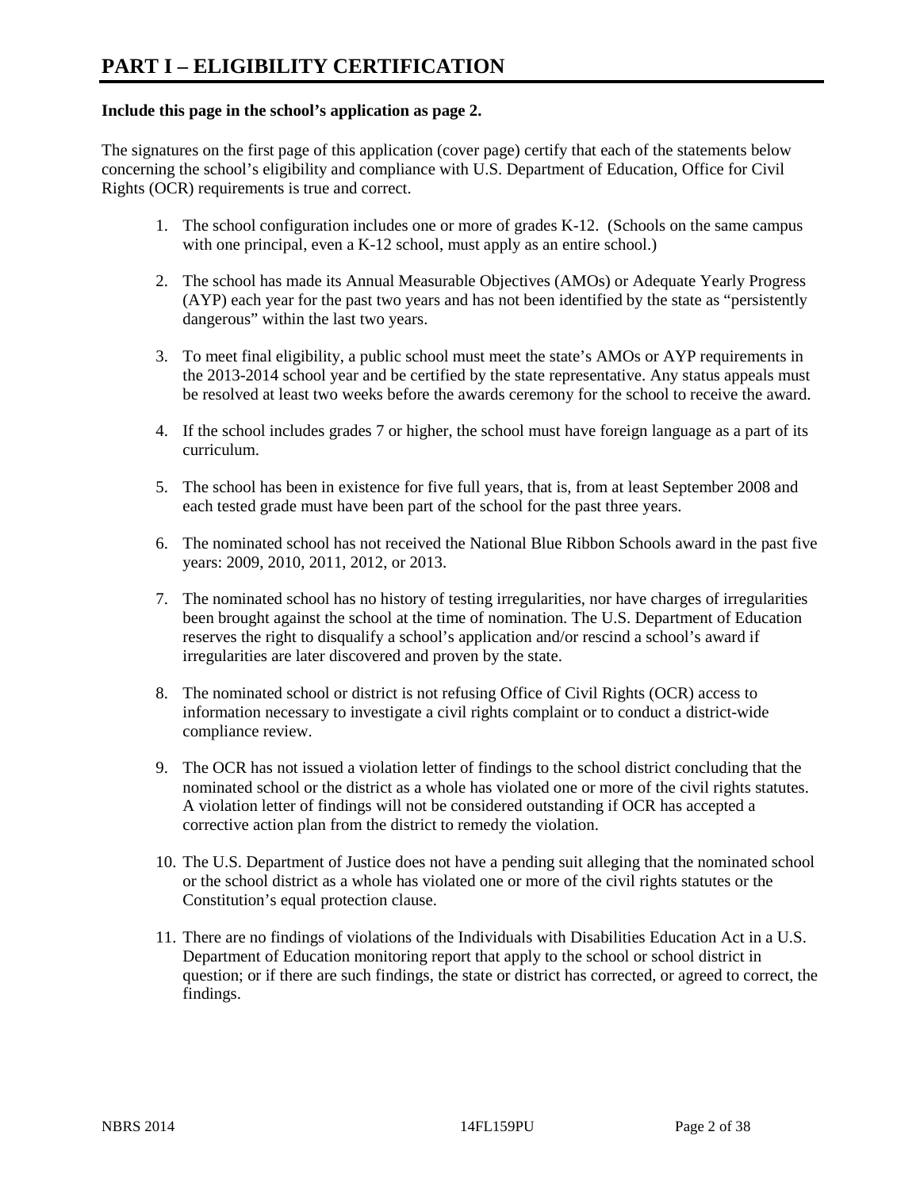# PART I – ELIGIBILITY CERTIFICATION

**Include this page in the school's application as page 2.**

The signatures on the first page of this application (cover page) certify that each of the statements below concerning the school's eligibility and compliance with U.S. Department of Education, Office for Civil Rights (OCR) requirements is true and correct.

1. The school configuration includes one or more of grades K-12. (Schools on the same campus with one principal, even a K-12 school, must apply as an entire school.)

2. The school has made its Annual Measurable Objectives (AMOs) or Adequate Yearly Progress (AYP) each year for the past two years and has not been identified by the state as "persistently dangerous" within the last two years.

3. To meet final eligibility, a public school must meet the state's AMOs or AYP requirements in the 2013-2014 school year and be certified by the state representative. Any status appeals must be resolved at least two weeks before the awards ceremony for the school to receive the award.

4. If the school includes grades 7 or higher, the school must have foreign language as a part of its curriculum.

5. The school has been in existence for five full years, that is, from at least September 2008 and each tested grade must have been part of the school for the past three years.

6. The nominated school has not received the National Blue Ribbon Schools award in the past five years: 2009, 2010, 2011, 2012, or 2013.

7. The nominated school has no history of testing irregularities, nor have charges of irregularities been brought against the school at the time of nomination. The U.S. Department of Education reserves the right to disqualify a school's application and/or rescind a school's award if irregularities are later discovered and proven by the state.

8. The nominated school or district is not refusing Office of Civil Rights (OCR) access to information necessary to investigate a civil rights complaint or to conduct a district-wide compliance review.

9. The OCR has not issued a violation letter of findings to the school district concluding that the nominated school or the district as a whole has violated one or more of the civil rights statutes. A violation letter of findings will not be considered outstanding if OCR has accepted a corrective action plan from the district to remedy the violation.

10. The U.S. Department of Justice does not have a pending suit alleging that the nominated school or the school district as a whole has violated one or more of the civil rights statutes or the Constitution's equal protection clause.

11. There are no findings of violations of the Individuals with Disabilities Education Act in a U.S. Department of Education monitoring report that apply to the school or school district in question; or if there are such findings, the state or district has corrected, or agreed to correct, the findings.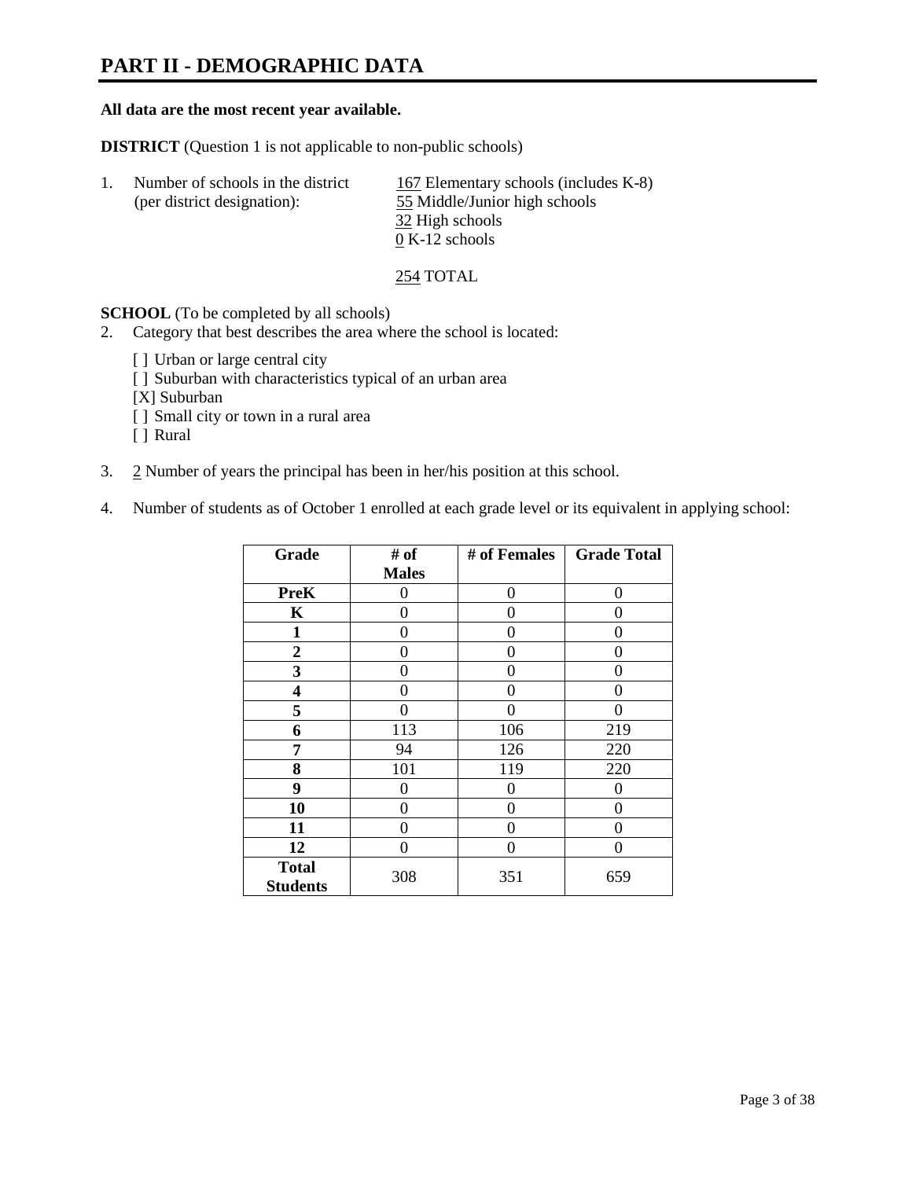# PART II - DEMOGRAPHIC DATA

**All data are the most recent year available.**

**DISTRICT** (Question 1 is not applicable to non-public schools)

1. Number of schools in the district (per district designation):
   - 167 Elementary schools (includes K-8)
   - 55 Middle/Junior high schools
   - 32 High schools
   - 0 K-12 schools

   254 TOTAL

**SCHOOL** (To be completed by all schools)

2. Category that best describes the area where the school is located:

   [ ] Urban or large central city
   [ ] Suburban with characteristics typical of an urban area
   [X] Suburban
   [ ] Small city or town in a rural area
   [ ] Rural

3. 2 Number of years the principal has been in her/his position at this school.

4. Number of students as of October 1 enrolled at each grade level or its equivalent in applying school:

| Grade | # of Males | # of Females | Grade Total |
|---|---|---|---|
| **PreK** | 0 | 0 | 0 |
| **K** | 0 | 0 | 0 |
| **1** | 0 | 0 | 0 |
| **2** | 0 | 0 | 0 |
| **3** | 0 | 0 | 0 |
| **4** | 0 | 0 | 0 |
| **5** | 0 | 0 | 0 |
| **6** | 113 | 106 | 219 |
| **7** | 94 | 126 | 220 |
| **8** | 101 | 119 | 220 |
| **9** | 0 | 0 | 0 |
| **10** | 0 | 0 | 0 |
| **11** | 0 | 0 | 0 |
| **12** | 0 | 0 | 0 |
| **Total Students** | 308 | 351 | 659 |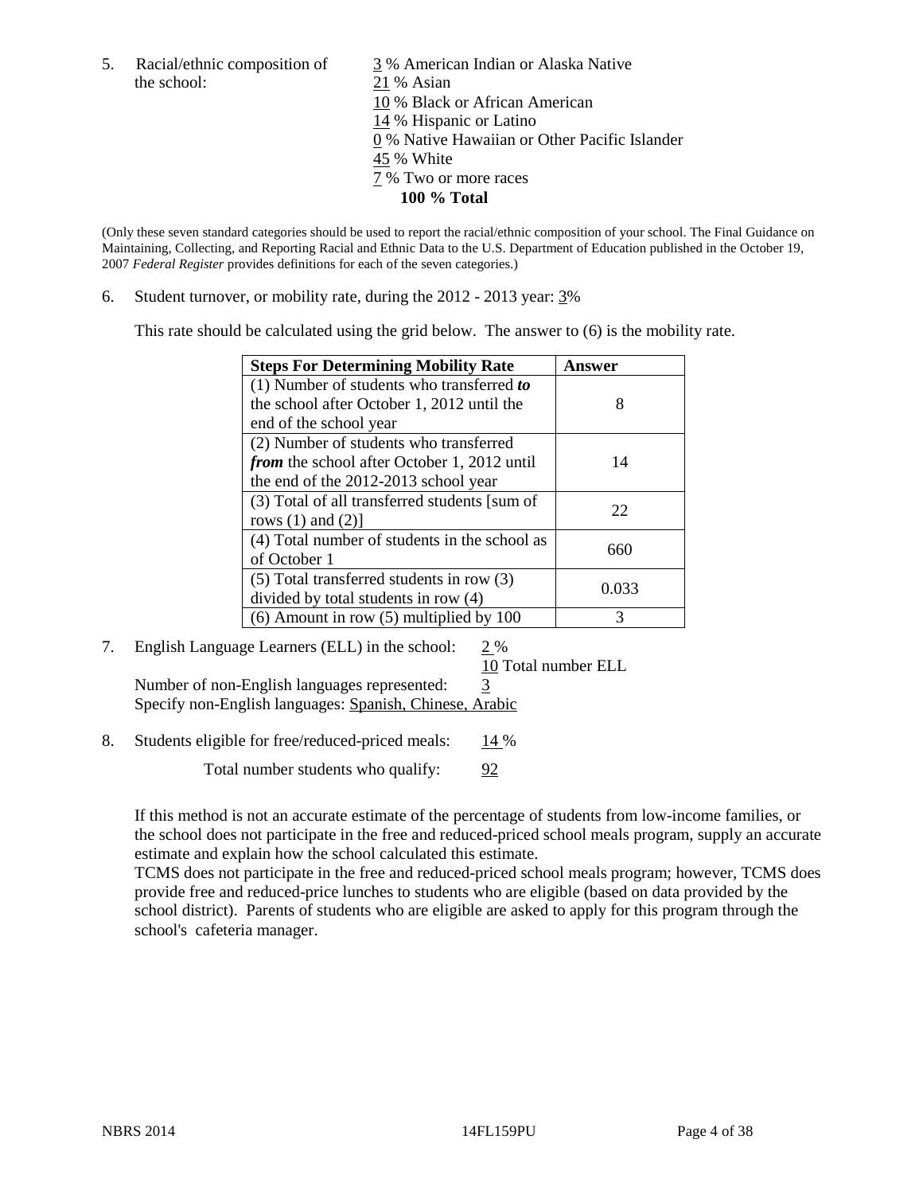5. Racial/ethnic composition of the school:

3 % American Indian or Alaska Native
21 % Asian
10 % Black or African American
14 % Hispanic or Latino
0 % Native Hawaiian or Other Pacific Islander
45 % White
7 % Two or more races
**100 % Total**

(Only these seven standard categories should be used to report the racial/ethnic composition of your school. The Final Guidance on Maintaining, Collecting, and Reporting Racial and Ethnic Data to the U.S. Department of Education published in the October 19, 2007 *Federal Register* provides definitions for each of the seven categories.)

6. Student turnover, or mobility rate, during the 2012 - 2013 year: 3%

This rate should be calculated using the grid below. The answer to (6) is the mobility rate.

| **Steps For Determining Mobility Rate** | **Answer** |
|---|---|
| (1) Number of students who transferred ***to*** the school after October 1, 2012 until the end of the school year | 8 |
| (2) Number of students who transferred ***from*** the school after October 1, 2012 until the end of the 2012-2013 school year | 14 |
| (3) Total of all transferred students [sum of rows (1) and (2)] | 22 |
| (4) Total number of students in the school as of October 1 | 660 |
| (5) Total transferred students in row (3) divided by total students in row (4) | 0.033 |
| (6) Amount in row (5) multiplied by 100 | 3 |

7. English Language Learners (ELL) in the school: 2 %
10 Total number ELL
Number of non-English languages represented: 3
Specify non-English languages: Spanish, Chinese, Arabic

8. Students eligible for free/reduced-priced meals: 14 %
Total number students who qualify: 92

If this method is not an accurate estimate of the percentage of students from low-income families, or the school does not participate in the free and reduced-priced school meals program, supply an accurate estimate and explain how the school calculated this estimate.
TCMS does not participate in the free and reduced-priced school meals program; however, TCMS does provide free and reduced-price lunches to students who are eligible (based on data provided by the school district). Parents of students who are eligible are asked to apply for this program through the school's cafeteria manager.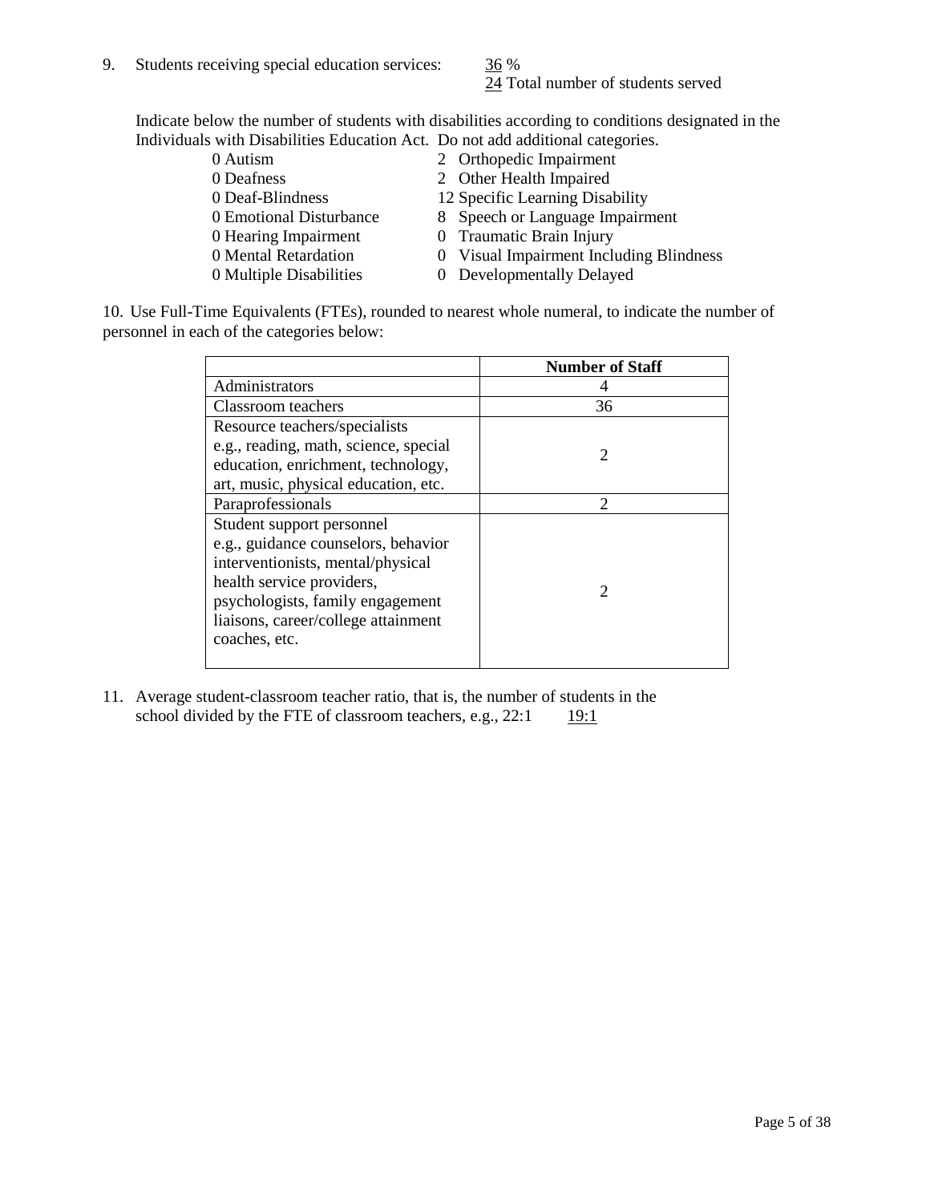9. Students receiving special education services: 36 %
   24 Total number of students served

   Indicate below the number of students with disabilities according to conditions designated in the Individuals with Disabilities Education Act. Do not add additional categories.

   - 0 Autism
   - 0 Deafness
   - 0 Deaf-Blindness
   - 0 Emotional Disturbance
   - 0 Hearing Impairment
   - 0 Mental Retardation
   - 0 Multiple Disabilities
   - 2 Orthopedic Impairment
   - 2 Other Health Impaired
   - 12 Specific Learning Disability
   - 8 Speech or Language Impairment
   - 0 Traumatic Brain Injury
   - 0 Visual Impairment Including Blindness
   - 0 Developmentally Delayed

10. Use Full-Time Equivalents (FTEs), rounded to nearest whole numeral, to indicate the number of personnel in each of the categories below:

|  | Number of Staff |
|---|---|
| Administrators | 4 |
| Classroom teachers | 36 |
| Resource teachers/specialists e.g., reading, math, science, special education, enrichment, technology, art, music, physical education, etc. | 2 |
| Paraprofessionals | 2 |
| Student support personnel e.g., guidance counselors, behavior interventionists, mental/physical health service providers, psychologists, family engagement liaisons, career/college attainment coaches, etc. | 2 |

11. Average student-classroom teacher ratio, that is, the number of students in the school divided by the FTE of classroom teachers, e.g., 22:1    19:1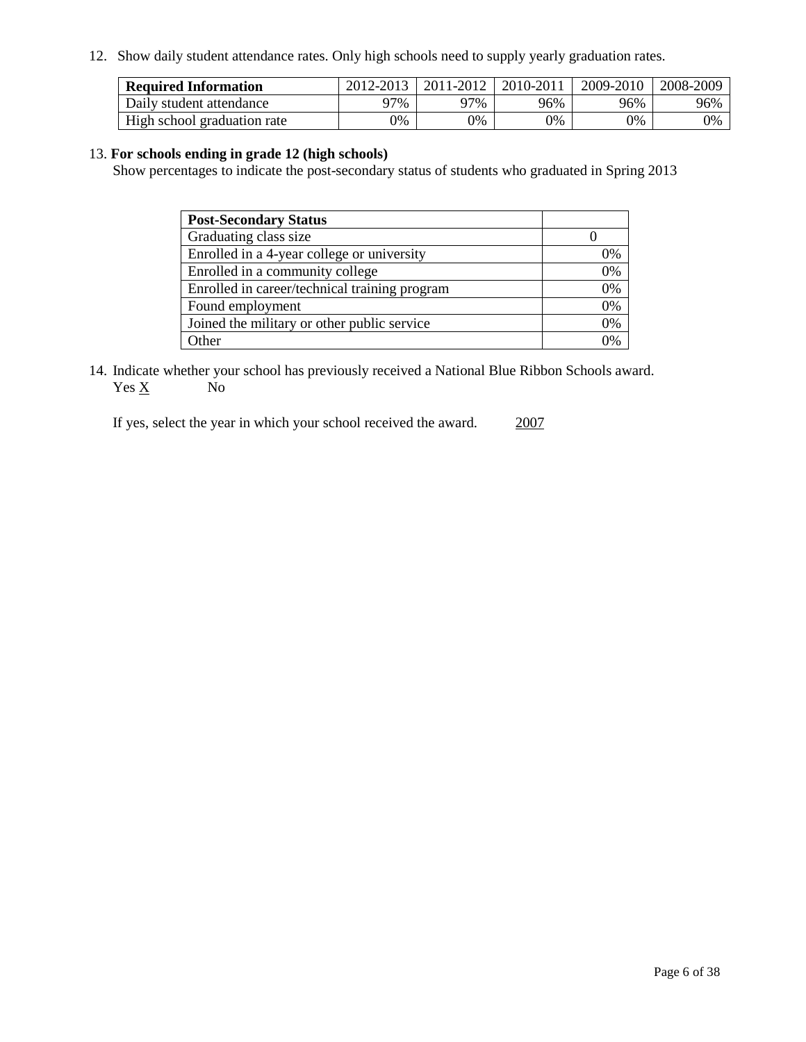12. Show daily student attendance rates. Only high schools need to supply yearly graduation rates.

| **Required Information** | 2012-2013 | 2011-2012 | 2010-2011 | 2009-2010 | 2008-2009 |
|---|---|---|---|---|---|
| Daily student attendance | 97% | 97% | 96% | 96% | 96% |
| High school graduation rate | 0% | 0% | 0% | 0% | 0% |

13. **For schools ending in grade 12 (high schools)**

Show percentages to indicate the post-secondary status of students who graduated in Spring 2013

| **Post-Secondary Status** | |
|---|---|
| Graduating class size | 0 |
| Enrolled in a 4-year college or university | 0% |
| Enrolled in a community college | 0% |
| Enrolled in career/technical training program | 0% |
| Found employment | 0% |
| Joined the military or other public service | 0% |
| Other | 0% |

14. Indicate whether your school has previously received a National Blue Ribbon Schools award.
Yes X  No

If yes, select the year in which your school received the award. 2007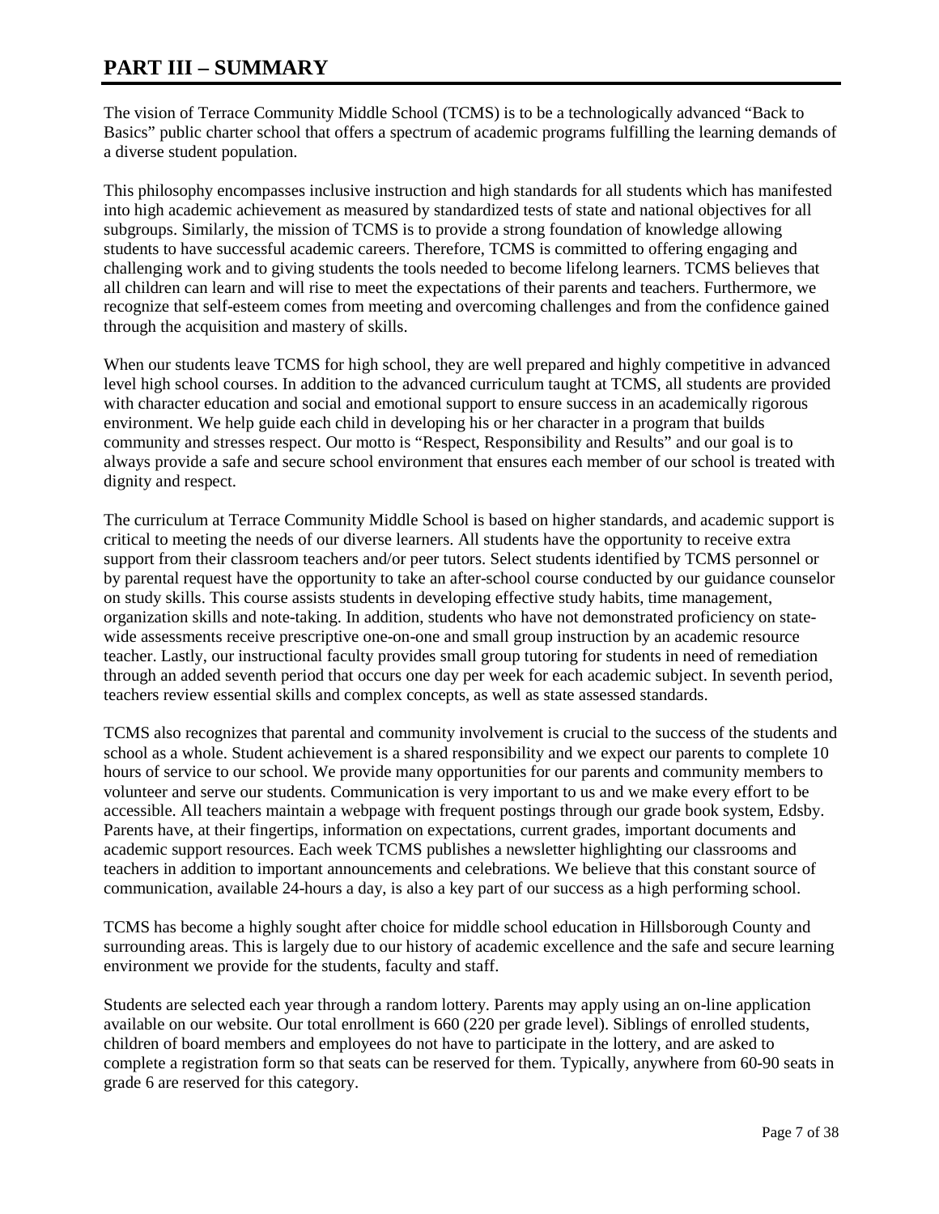# PART III – SUMMARY

The vision of Terrace Community Middle School (TCMS) is to be a technologically advanced "Back to Basics" public charter school that offers a spectrum of academic programs fulfilling the learning demands of a diverse student population.

This philosophy encompasses inclusive instruction and high standards for all students which has manifested into high academic achievement as measured by standardized tests of state and national objectives for all subgroups. Similarly, the mission of TCMS is to provide a strong foundation of knowledge allowing students to have successful academic careers. Therefore, TCMS is committed to offering engaging and challenging work and to giving students the tools needed to become lifelong learners. TCMS believes that all children can learn and will rise to meet the expectations of their parents and teachers. Furthermore, we recognize that self-esteem comes from meeting and overcoming challenges and from the confidence gained through the acquisition and mastery of skills.

When our students leave TCMS for high school, they are well prepared and highly competitive in advanced level high school courses. In addition to the advanced curriculum taught at TCMS, all students are provided with character education and social and emotional support to ensure success in an academically rigorous environment. We help guide each child in developing his or her character in a program that builds community and stresses respect. Our motto is "Respect, Responsibility and Results" and our goal is to always provide a safe and secure school environment that ensures each member of our school is treated with dignity and respect.

The curriculum at Terrace Community Middle School is based on higher standards, and academic support is critical to meeting the needs of our diverse learners. All students have the opportunity to receive extra support from their classroom teachers and/or peer tutors. Select students identified by TCMS personnel or by parental request have the opportunity to take an after-school course conducted by our guidance counselor on study skills. This course assists students in developing effective study habits, time management, organization skills and note-taking. In addition, students who have not demonstrated proficiency on state-wide assessments receive prescriptive one-on-one and small group instruction by an academic resource teacher. Lastly, our instructional faculty provides small group tutoring for students in need of remediation through an added seventh period that occurs one day per week for each academic subject. In seventh period, teachers review essential skills and complex concepts, as well as state assessed standards.

TCMS also recognizes that parental and community involvement is crucial to the success of the students and school as a whole. Student achievement is a shared responsibility and we expect our parents to complete 10 hours of service to our school. We provide many opportunities for our parents and community members to volunteer and serve our students. Communication is very important to us and we make every effort to be accessible. All teachers maintain a webpage with frequent postings through our grade book system, Edsby. Parents have, at their fingertips, information on expectations, current grades, important documents and academic support resources. Each week TCMS publishes a newsletter highlighting our classrooms and teachers in addition to important announcements and celebrations. We believe that this constant source of communication, available 24-hours a day, is also a key part of our success as a high performing school.

TCMS has become a highly sought after choice for middle school education in Hillsborough County and surrounding areas. This is largely due to our history of academic excellence and the safe and secure learning environment we provide for the students, faculty and staff.

Students are selected each year through a random lottery. Parents may apply using an on-line application available on our website. Our total enrollment is 660 (220 per grade level). Siblings of enrolled students, children of board members and employees do not have to participate in the lottery, and are asked to complete a registration form so that seats can be reserved for them. Typically, anywhere from 60-90 seats in grade 6 are reserved for this category.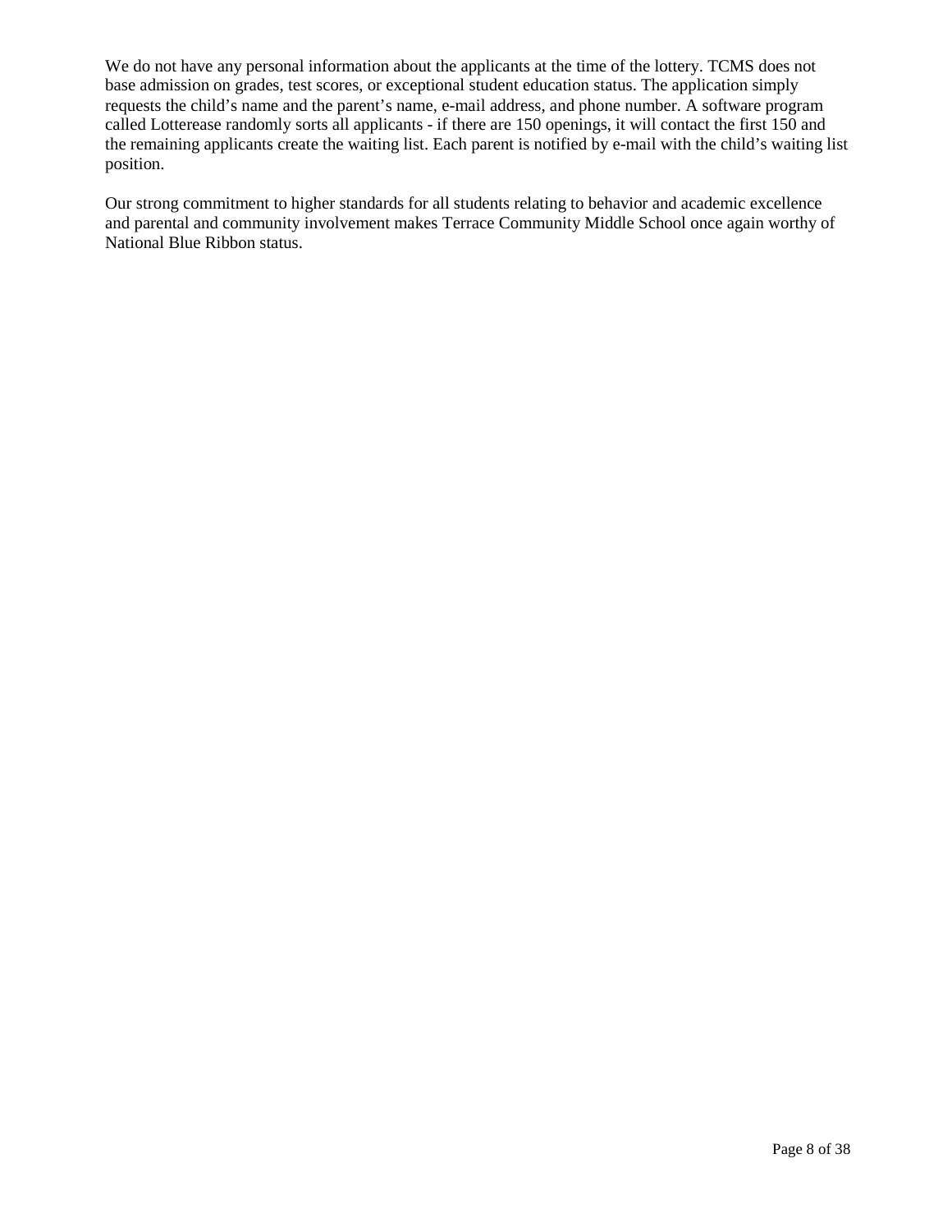We do not have any personal information about the applicants at the time of the lottery. TCMS does not base admission on grades, test scores, or exceptional student education status. The application simply requests the child's name and the parent's name, e-mail address, and phone number. A software program called Lotterease randomly sorts all applicants - if there are 150 openings, it will contact the first 150 and the remaining applicants create the waiting list. Each parent is notified by e-mail with the child's waiting list position.

Our strong commitment to higher standards for all students relating to behavior and academic excellence and parental and community involvement makes Terrace Community Middle School once again worthy of National Blue Ribbon status.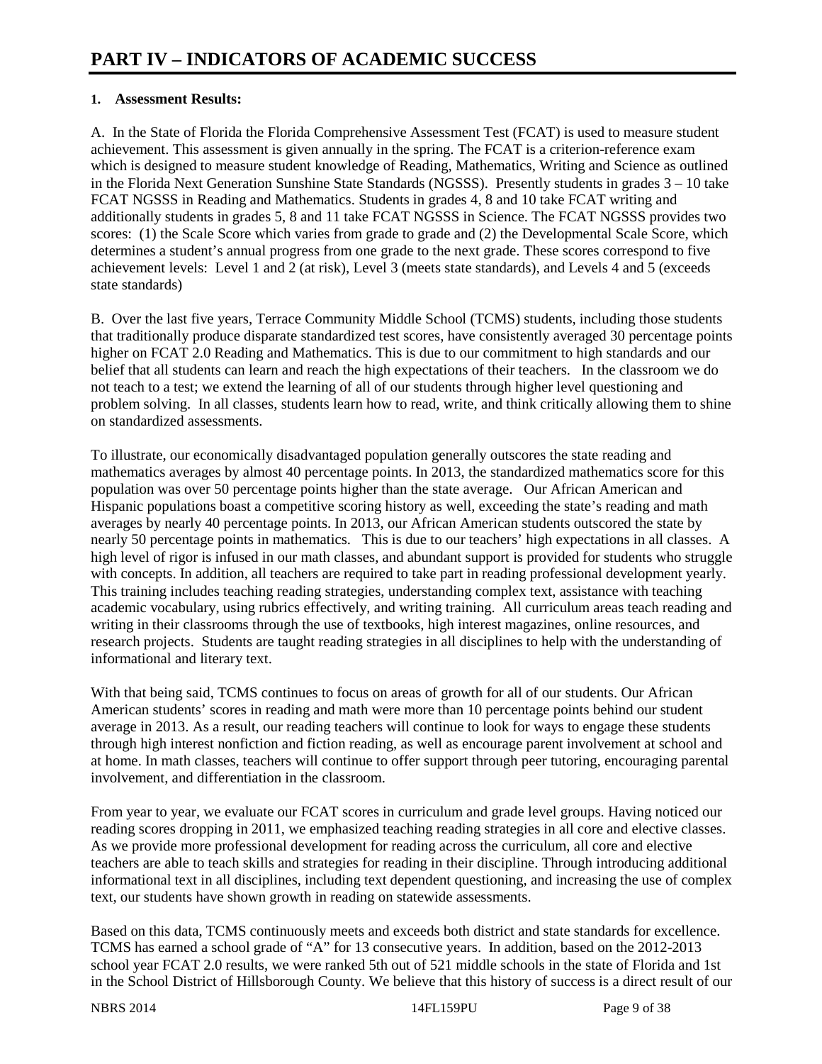# PART IV – INDICATORS OF ACADEMIC SUCCESS

**1. Assessment Results:**

A. In the State of Florida the Florida Comprehensive Assessment Test (FCAT) is used to measure student achievement. This assessment is given annually in the spring. The FCAT is a criterion-reference exam which is designed to measure student knowledge of Reading, Mathematics, Writing and Science as outlined in the Florida Next Generation Sunshine State Standards (NGSSS). Presently students in grades 3 – 10 take FCAT NGSSS in Reading and Mathematics. Students in grades 4, 8 and 10 take FCAT writing and additionally students in grades 5, 8 and 11 take FCAT NGSSS in Science. The FCAT NGSSS provides two scores: (1) the Scale Score which varies from grade to grade and (2) the Developmental Scale Score, which determines a student's annual progress from one grade to the next grade. These scores correspond to five achievement levels: Level 1 and 2 (at risk), Level 3 (meets state standards), and Levels 4 and 5 (exceeds state standards)

B. Over the last five years, Terrace Community Middle School (TCMS) students, including those students that traditionally produce disparate standardized test scores, have consistently averaged 30 percentage points higher on FCAT 2.0 Reading and Mathematics. This is due to our commitment to high standards and our belief that all students can learn and reach the high expectations of their teachers. In the classroom we do not teach to a test; we extend the learning of all of our students through higher level questioning and problem solving. In all classes, students learn how to read, write, and think critically allowing them to shine on standardized assessments.

To illustrate, our economically disadvantaged population generally outscores the state reading and mathematics averages by almost 40 percentage points. In 2013, the standardized mathematics score for this population was over 50 percentage points higher than the state average. Our African American and Hispanic populations boast a competitive scoring history as well, exceeding the state's reading and math averages by nearly 40 percentage points. In 2013, our African American students outscored the state by nearly 50 percentage points in mathematics. This is due to our teachers' high expectations in all classes. A high level of rigor is infused in our math classes, and abundant support is provided for students who struggle with concepts. In addition, all teachers are required to take part in reading professional development yearly. This training includes teaching reading strategies, understanding complex text, assistance with teaching academic vocabulary, using rubrics effectively, and writing training. All curriculum areas teach reading and writing in their classrooms through the use of textbooks, high interest magazines, online resources, and research projects. Students are taught reading strategies in all disciplines to help with the understanding of informational and literary text.

With that being said, TCMS continues to focus on areas of growth for all of our students. Our African American students' scores in reading and math were more than 10 percentage points behind our student average in 2013. As a result, our reading teachers will continue to look for ways to engage these students through high interest nonfiction and fiction reading, as well as encourage parent involvement at school and at home. In math classes, teachers will continue to offer support through peer tutoring, encouraging parental involvement, and differentiation in the classroom.

From year to year, we evaluate our FCAT scores in curriculum and grade level groups. Having noticed our reading scores dropping in 2011, we emphasized teaching reading strategies in all core and elective classes. As we provide more professional development for reading across the curriculum, all core and elective teachers are able to teach skills and strategies for reading in their discipline. Through introducing additional informational text in all disciplines, including text dependent questioning, and increasing the use of complex text, our students have shown growth in reading on statewide assessments.

Based on this data, TCMS continuously meets and exceeds both district and state standards for excellence. TCMS has earned a school grade of "A" for 13 consecutive years. In addition, based on the 2012-2013 school year FCAT 2.0 results, we were ranked 5th out of 521 middle schools in the state of Florida and 1st in the School District of Hillsborough County. We believe that this history of success is a direct result of our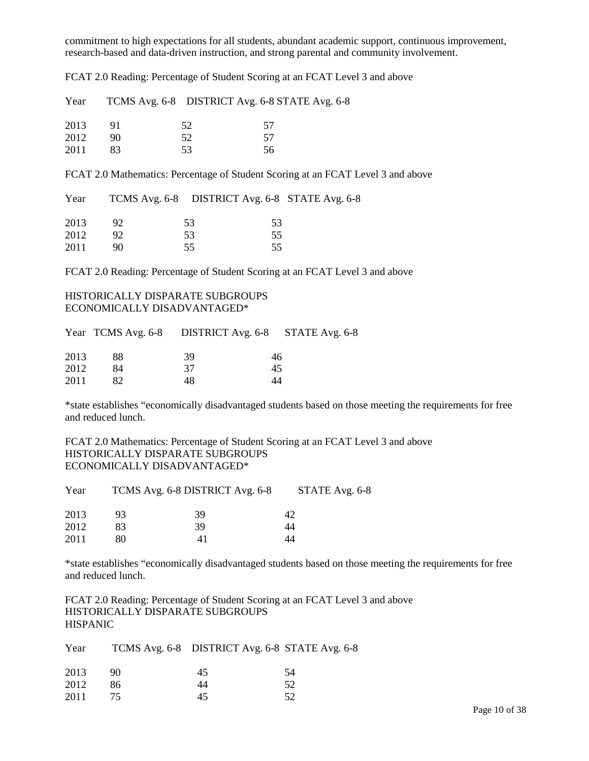commitment to high expectations for all students, abundant academic support, continuous improvement, research-based and data-driven instruction, and strong parental and community involvement.

FCAT 2.0 Reading: Percentage of Student Scoring at an FCAT Level 3 and above

| Year | TCMS Avg. 6-8 | DISTRICT Avg. 6-8 | STATE Avg. 6-8 |
|---|---|---|---|
| 2013 | 91 | 52 | 57 |
| 2012 | 90 | 52 | 57 |
| 2011 | 83 | 53 | 56 |

FCAT 2.0 Mathematics: Percentage of Student Scoring at an FCAT Level 3 and above

| Year | TCMS Avg. 6-8 | DISTRICT Avg. 6-8 | STATE Avg. 6-8 |
|---|---|---|---|
| 2013 | 92 | 53 | 53 |
| 2012 | 92 | 53 | 55 |
| 2011 | 90 | 55 | 55 |

FCAT 2.0 Reading: Percentage of Student Scoring at an FCAT Level 3 and above

HISTORICALLY DISPARATE SUBGROUPS
ECONOMICALLY DISADVANTAGED*

| Year | TCMS Avg. 6-8 | DISTRICT Avg. 6-8 | STATE Avg. 6-8 |
|---|---|---|---|
| 2013 | 88 | 39 | 46 |
| 2012 | 84 | 37 | 45 |
| 2011 | 82 | 48 | 44 |

*state establishes "economically disadvantaged students based on those meeting the requirements for free and reduced lunch.

FCAT 2.0 Mathematics: Percentage of Student Scoring at an FCAT Level 3 and above
HISTORICALLY DISPARATE SUBGROUPS
ECONOMICALLY DISADVANTAGED*

| Year | TCMS Avg. 6-8 | DISTRICT Avg. 6-8 | STATE Avg. 6-8 |
|---|---|---|---|
| 2013 | 93 | 39 | 42 |
| 2012 | 83 | 39 | 44 |
| 2011 | 80 | 41 | 44 |

*state establishes "economically disadvantaged students based on those meeting the requirements for free and reduced lunch.

FCAT 2.0 Reading: Percentage of Student Scoring at an FCAT Level 3 and above
HISTORICALLY DISPARATE SUBGROUPS
HISPANIC

| Year | TCMS Avg. 6-8 | DISTRICT Avg. 6-8 | STATE Avg. 6-8 |
|---|---|---|---|
| 2013 | 90 | 45 | 54 |
| 2012 | 86 | 44 | 52 |
| 2011 | 75 | 45 | 52 |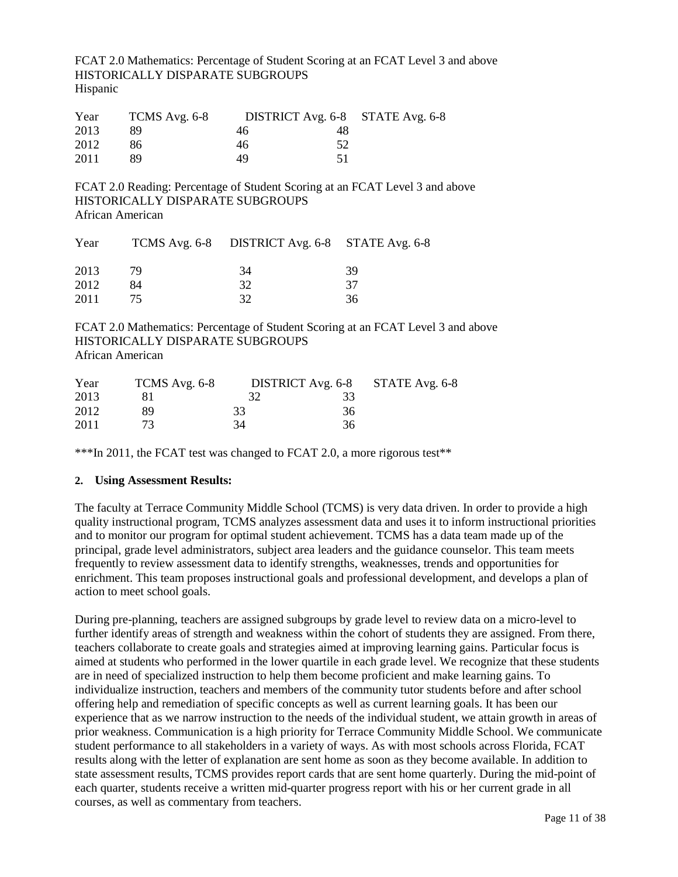FCAT 2.0 Mathematics: Percentage of Student Scoring at an FCAT Level 3 and above
HISTORICALLY DISPARATE SUBGROUPS
Hispanic

| Year | TCMS Avg. 6-8 | DISTRICT Avg. 6-8 | STATE Avg. 6-8 |
|---|---|---|---|
| 2013 | 89 | 46 | 48 |
| 2012 | 86 | 46 | 52 |
| 2011 | 89 | 49 | 51 |

FCAT 2.0 Reading: Percentage of Student Scoring at an FCAT Level 3 and above
HISTORICALLY DISPARATE SUBGROUPS
African American

| Year | TCMS Avg. 6-8 | DISTRICT Avg. 6-8 | STATE Avg. 6-8 |
|---|---|---|---|
| 2013 | 79 | 34 | 39 |
| 2012 | 84 | 32 | 37 |
| 2011 | 75 | 32 | 36 |

FCAT 2.0 Mathematics: Percentage of Student Scoring at an FCAT Level 3 and above
HISTORICALLY DISPARATE SUBGROUPS
African American

| Year | TCMS Avg. 6-8 | DISTRICT Avg. 6-8 | STATE Avg. 6-8 |
|---|---|---|---|
| 2013 | 81 | 32 | 33 |
| 2012 | 89 | 33 | 36 |
| 2011 | 73 | 34 | 36 |

***In 2011, the FCAT test was changed to FCAT 2.0, a more rigorous test**

**2. Using Assessment Results:**

The faculty at Terrace Community Middle School (TCMS) is very data driven. In order to provide a high quality instructional program, TCMS analyzes assessment data and uses it to inform instructional priorities and to monitor our program for optimal student achievement. TCMS has a data team made up of the principal, grade level administrators, subject area leaders and the guidance counselor. This team meets frequently to review assessment data to identify strengths, weaknesses, trends and opportunities for enrichment. This team proposes instructional goals and professional development, and develops a plan of action to meet school goals.

During pre-planning, teachers are assigned subgroups by grade level to review data on a micro-level to further identify areas of strength and weakness within the cohort of students they are assigned. From there, teachers collaborate to create goals and strategies aimed at improving learning gains. Particular focus is aimed at students who performed in the lower quartile in each grade level. We recognize that these students are in need of specialized instruction to help them become proficient and make learning gains. To individualize instruction, teachers and members of the community tutor students before and after school offering help and remediation of specific concepts as well as current learning goals. It has been our experience that as we narrow instruction to the needs of the individual student, we attain growth in areas of prior weakness. Communication is a high priority for Terrace Community Middle School. We communicate student performance to all stakeholders in a variety of ways. As with most schools across Florida, FCAT results along with the letter of explanation are sent home as soon as they become available. In addition to state assessment results, TCMS provides report cards that are sent home quarterly. During the mid-point of each quarter, students receive a written mid-quarter progress report with his or her current grade in all courses, as well as commentary from teachers.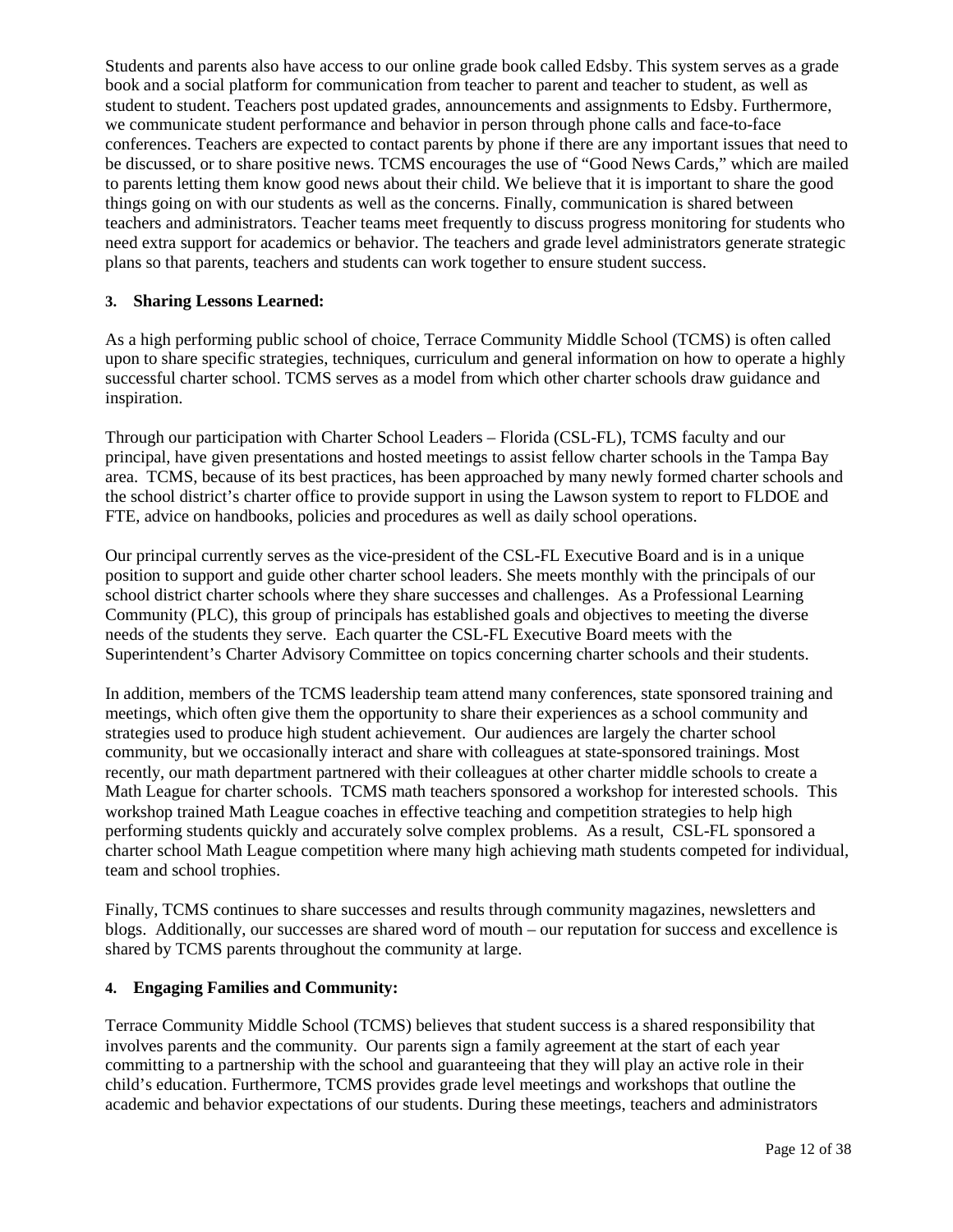Students and parents also have access to our online grade book called Edsby. This system serves as a grade book and a social platform for communication from teacher to parent and teacher to student, as well as student to student. Teachers post updated grades, announcements and assignments to Edsby. Furthermore, we communicate student performance and behavior in person through phone calls and face-to-face conferences. Teachers are expected to contact parents by phone if there are any important issues that need to be discussed, or to share positive news. TCMS encourages the use of "Good News Cards," which are mailed to parents letting them know good news about their child. We believe that it is important to share the good things going on with our students as well as the concerns. Finally, communication is shared between teachers and administrators. Teacher teams meet frequently to discuss progress monitoring for students who need extra support for academics or behavior. The teachers and grade level administrators generate strategic plans so that parents, teachers and students can work together to ensure student success.

**3. Sharing Lessons Learned:**

As a high performing public school of choice, Terrace Community Middle School (TCMS) is often called upon to share specific strategies, techniques, curriculum and general information on how to operate a highly successful charter school. TCMS serves as a model from which other charter schools draw guidance and inspiration.

Through our participation with Charter School Leaders – Florida (CSL-FL), TCMS faculty and our principal, have given presentations and hosted meetings to assist fellow charter schools in the Tampa Bay area. TCMS, because of its best practices, has been approached by many newly formed charter schools and the school district's charter office to provide support in using the Lawson system to report to FLDOE and FTE, advice on handbooks, policies and procedures as well as daily school operations.

Our principal currently serves as the vice-president of the CSL-FL Executive Board and is in a unique position to support and guide other charter school leaders. She meets monthly with the principals of our school district charter schools where they share successes and challenges. As a Professional Learning Community (PLC), this group of principals has established goals and objectives to meeting the diverse needs of the students they serve. Each quarter the CSL-FL Executive Board meets with the Superintendent's Charter Advisory Committee on topics concerning charter schools and their students.

In addition, members of the TCMS leadership team attend many conferences, state sponsored training and meetings, which often give them the opportunity to share their experiences as a school community and strategies used to produce high student achievement. Our audiences are largely the charter school community, but we occasionally interact and share with colleagues at state-sponsored trainings. Most recently, our math department partnered with their colleagues at other charter middle schools to create a Math League for charter schools. TCMS math teachers sponsored a workshop for interested schools. This workshop trained Math League coaches in effective teaching and competition strategies to help high performing students quickly and accurately solve complex problems. As a result, CSL-FL sponsored a charter school Math League competition where many high achieving math students competed for individual, team and school trophies.

Finally, TCMS continues to share successes and results through community magazines, newsletters and blogs. Additionally, our successes are shared word of mouth – our reputation for success and excellence is shared by TCMS parents throughout the community at large.

**4. Engaging Families and Community:**

Terrace Community Middle School (TCMS) believes that student success is a shared responsibility that involves parents and the community. Our parents sign a family agreement at the start of each year committing to a partnership with the school and guaranteeing that they will play an active role in their child's education. Furthermore, TCMS provides grade level meetings and workshops that outline the academic and behavior expectations of our students. During these meetings, teachers and administrators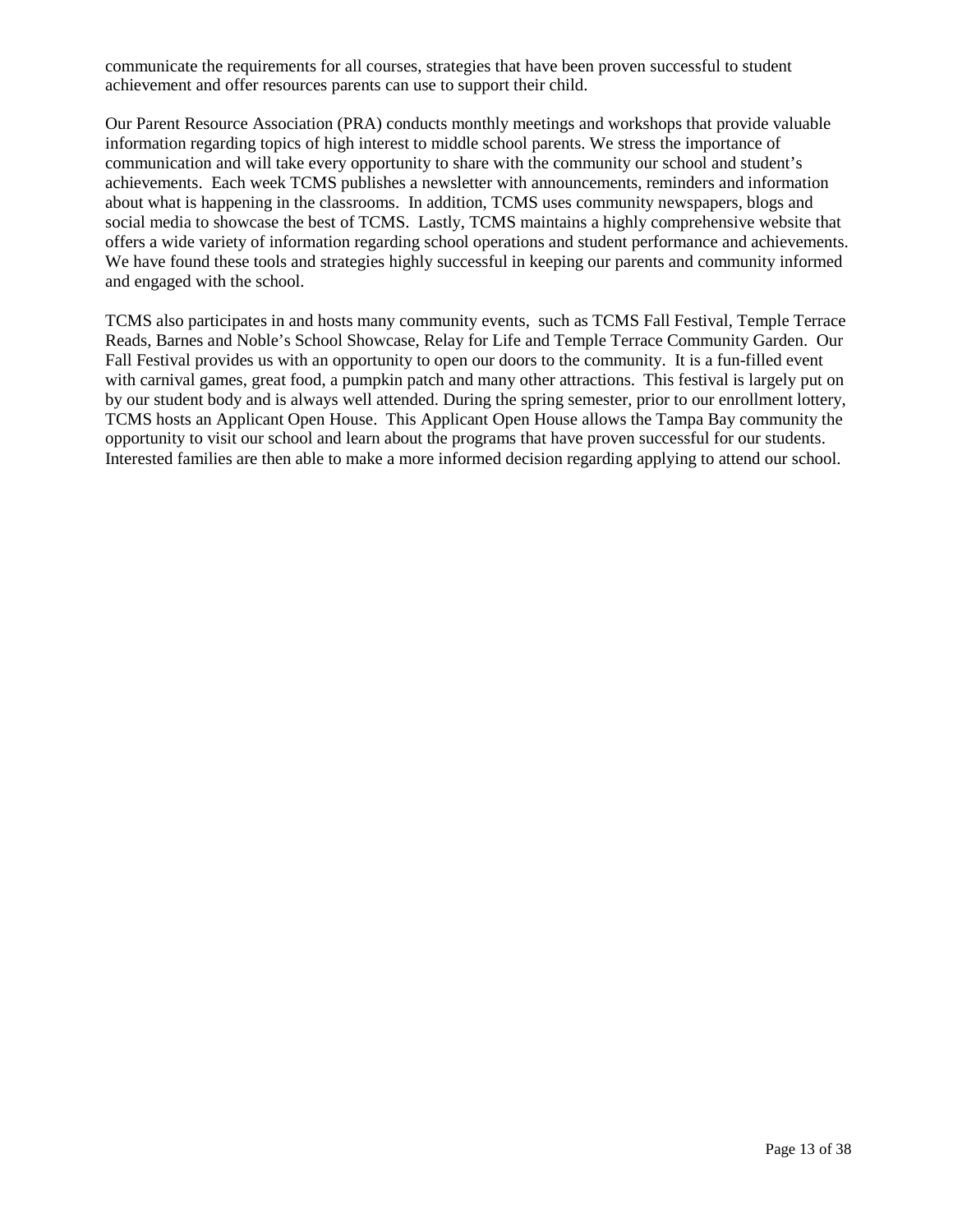communicate the requirements for all courses, strategies that have been proven successful to student achievement and offer resources parents can use to support their child.

Our Parent Resource Association (PRA) conducts monthly meetings and workshops that provide valuable information regarding topics of high interest to middle school parents. We stress the importance of communication and will take every opportunity to share with the community our school and student's achievements. Each week TCMS publishes a newsletter with announcements, reminders and information about what is happening in the classrooms. In addition, TCMS uses community newspapers, blogs and social media to showcase the best of TCMS. Lastly, TCMS maintains a highly comprehensive website that offers a wide variety of information regarding school operations and student performance and achievements. We have found these tools and strategies highly successful in keeping our parents and community informed and engaged with the school.

TCMS also participates in and hosts many community events, such as TCMS Fall Festival, Temple Terrace Reads, Barnes and Noble's School Showcase, Relay for Life and Temple Terrace Community Garden. Our Fall Festival provides us with an opportunity to open our doors to the community. It is a fun-filled event with carnival games, great food, a pumpkin patch and many other attractions. This festival is largely put on by our student body and is always well attended. During the spring semester, prior to our enrollment lottery, TCMS hosts an Applicant Open House. This Applicant Open House allows the Tampa Bay community the opportunity to visit our school and learn about the programs that have proven successful for our students. Interested families are then able to make a more informed decision regarding applying to attend our school.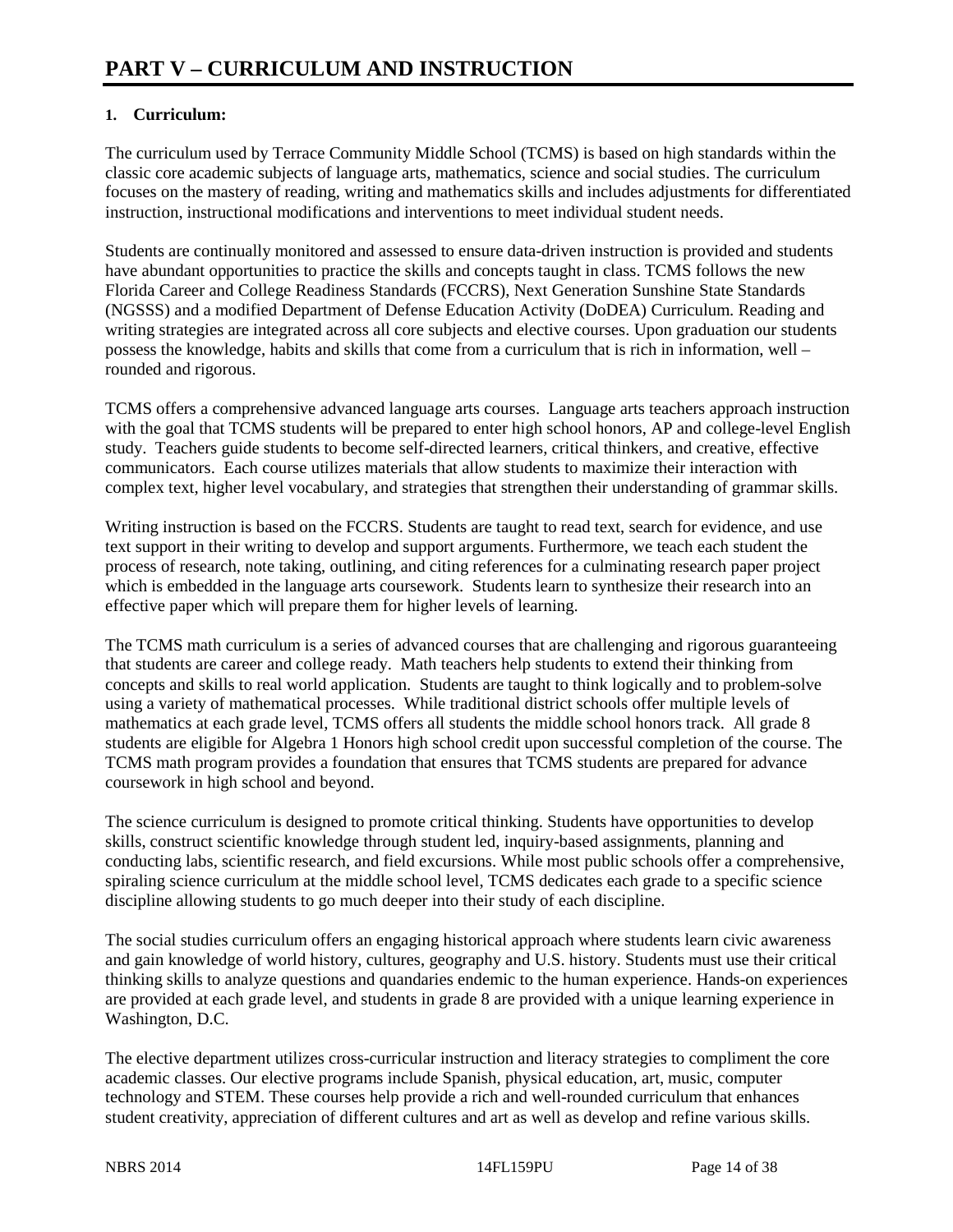# PART V – CURRICULUM AND INSTRUCTION

## 1. Curriculum:

The curriculum used by Terrace Community Middle School (TCMS) is based on high standards within the classic core academic subjects of language arts, mathematics, science and social studies. The curriculum focuses on the mastery of reading, writing and mathematics skills and includes adjustments for differentiated instruction, instructional modifications and interventions to meet individual student needs.

Students are continually monitored and assessed to ensure data-driven instruction is provided and students have abundant opportunities to practice the skills and concepts taught in class. TCMS follows the new Florida Career and College Readiness Standards (FCCRS), Next Generation Sunshine State Standards (NGSSS) and a modified Department of Defense Education Activity (DoDEA) Curriculum. Reading and writing strategies are integrated across all core subjects and elective courses. Upon graduation our students possess the knowledge, habits and skills that come from a curriculum that is rich in information, well – rounded and rigorous.

TCMS offers a comprehensive advanced language arts courses. Language arts teachers approach instruction with the goal that TCMS students will be prepared to enter high school honors, AP and college-level English study. Teachers guide students to become self-directed learners, critical thinkers, and creative, effective communicators. Each course utilizes materials that allow students to maximize their interaction with complex text, higher level vocabulary, and strategies that strengthen their understanding of grammar skills.

Writing instruction is based on the FCCRS. Students are taught to read text, search for evidence, and use text support in their writing to develop and support arguments. Furthermore, we teach each student the process of research, note taking, outlining, and citing references for a culminating research paper project which is embedded in the language arts coursework. Students learn to synthesize their research into an effective paper which will prepare them for higher levels of learning.

The TCMS math curriculum is a series of advanced courses that are challenging and rigorous guaranteeing that students are career and college ready. Math teachers help students to extend their thinking from concepts and skills to real world application. Students are taught to think logically and to problem-solve using a variety of mathematical processes. While traditional district schools offer multiple levels of mathematics at each grade level, TCMS offers all students the middle school honors track. All grade 8 students are eligible for Algebra 1 Honors high school credit upon successful completion of the course. The TCMS math program provides a foundation that ensures that TCMS students are prepared for advance coursework in high school and beyond.

The science curriculum is designed to promote critical thinking. Students have opportunities to develop skills, construct scientific knowledge through student led, inquiry-based assignments, planning and conducting labs, scientific research, and field excursions. While most public schools offer a comprehensive, spiraling science curriculum at the middle school level, TCMS dedicates each grade to a specific science discipline allowing students to go much deeper into their study of each discipline.

The social studies curriculum offers an engaging historical approach where students learn civic awareness and gain knowledge of world history, cultures, geography and U.S. history. Students must use their critical thinking skills to analyze questions and quandaries endemic to the human experience. Hands-on experiences are provided at each grade level, and students in grade 8 are provided with a unique learning experience in Washington, D.C.

The elective department utilizes cross-curricular instruction and literacy strategies to compliment the core academic classes. Our elective programs include Spanish, physical education, art, music, computer technology and STEM. These courses help provide a rich and well-rounded curriculum that enhances student creativity, appreciation of different cultures and art as well as develop and refine various skills.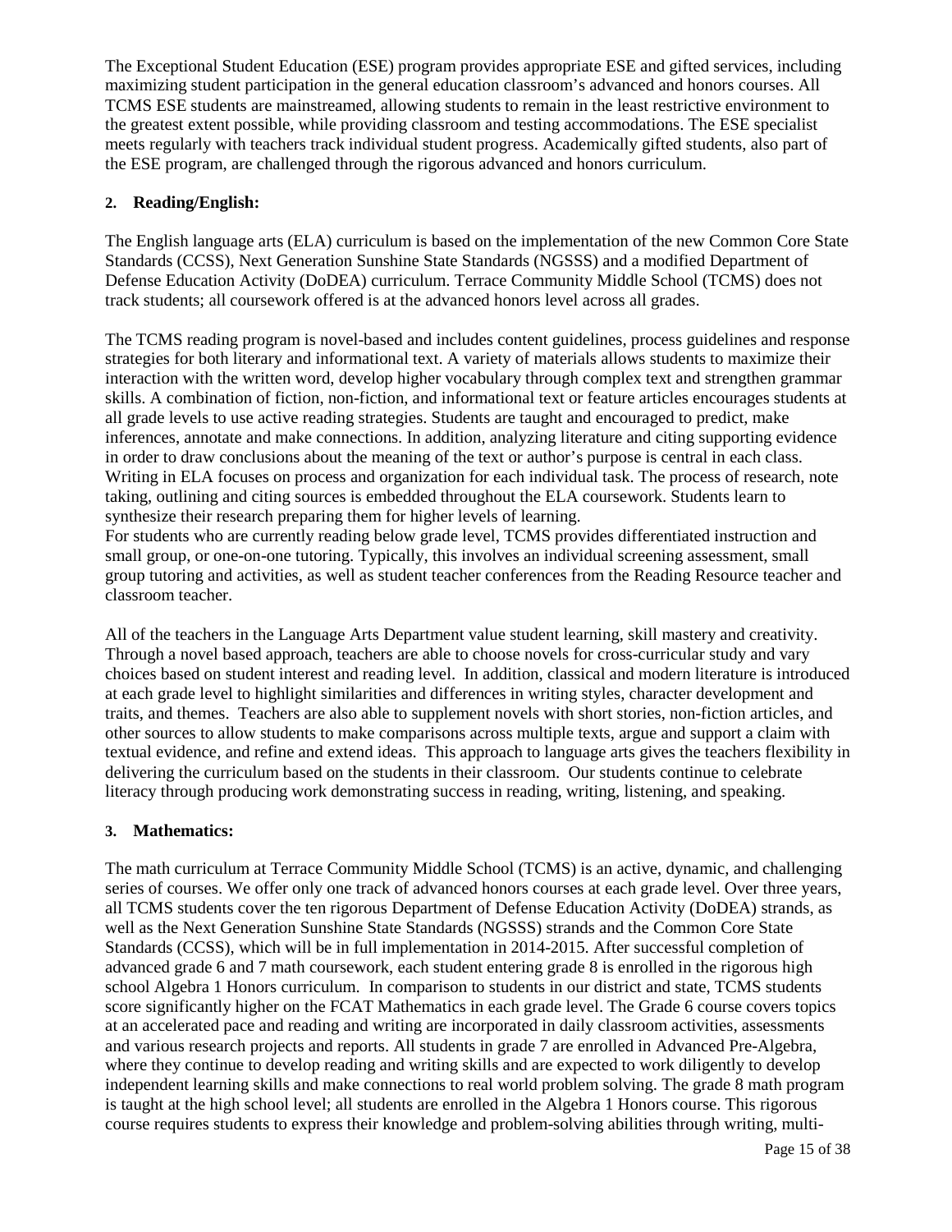The Exceptional Student Education (ESE) program provides appropriate ESE and gifted services, including maximizing student participation in the general education classroom's advanced and honors courses. All TCMS ESE students are mainstreamed, allowing students to remain in the least restrictive environment to the greatest extent possible, while providing classroom and testing accommodations. The ESE specialist meets regularly with teachers track individual student progress. Academically gifted students, also part of the ESE program, are challenged through the rigorous advanced and honors curriculum.

**2. Reading/English:**

The English language arts (ELA) curriculum is based on the implementation of the new Common Core State Standards (CCSS), Next Generation Sunshine State Standards (NGSSS) and a modified Department of Defense Education Activity (DoDEA) curriculum. Terrace Community Middle School (TCMS) does not track students; all coursework offered is at the advanced honors level across all grades.

The TCMS reading program is novel-based and includes content guidelines, process guidelines and response strategies for both literary and informational text. A variety of materials allows students to maximize their interaction with the written word, develop higher vocabulary through complex text and strengthen grammar skills. A combination of fiction, non-fiction, and informational text or feature articles encourages students at all grade levels to use active reading strategies. Students are taught and encouraged to predict, make inferences, annotate and make connections. In addition, analyzing literature and citing supporting evidence in order to draw conclusions about the meaning of the text or author's purpose is central in each class. Writing in ELA focuses on process and organization for each individual task. The process of research, note taking, outlining and citing sources is embedded throughout the ELA coursework. Students learn to synthesize their research preparing them for higher levels of learning.
For students who are currently reading below grade level, TCMS provides differentiated instruction and small group, or one-on-one tutoring. Typically, this involves an individual screening assessment, small group tutoring and activities, as well as student teacher conferences from the Reading Resource teacher and classroom teacher.

All of the teachers in the Language Arts Department value student learning, skill mastery and creativity. Through a novel based approach, teachers are able to choose novels for cross-curricular study and vary choices based on student interest and reading level. In addition, classical and modern literature is introduced at each grade level to highlight similarities and differences in writing styles, character development and traits, and themes. Teachers are also able to supplement novels with short stories, non-fiction articles, and other sources to allow students to make comparisons across multiple texts, argue and support a claim with textual evidence, and refine and extend ideas. This approach to language arts gives the teachers flexibility in delivering the curriculum based on the students in their classroom. Our students continue to celebrate literacy through producing work demonstrating success in reading, writing, listening, and speaking.

**3. Mathematics:**

The math curriculum at Terrace Community Middle School (TCMS) is an active, dynamic, and challenging series of courses. We offer only one track of advanced honors courses at each grade level. Over three years, all TCMS students cover the ten rigorous Department of Defense Education Activity (DoDEA) strands, as well as the Next Generation Sunshine State Standards (NGSSS) strands and the Common Core State Standards (CCSS), which will be in full implementation in 2014-2015. After successful completion of advanced grade 6 and 7 math coursework, each student entering grade 8 is enrolled in the rigorous high school Algebra 1 Honors curriculum. In comparison to students in our district and state, TCMS students score significantly higher on the FCAT Mathematics in each grade level. The Grade 6 course covers topics at an accelerated pace and reading and writing are incorporated in daily classroom activities, assessments and various research projects and reports. All students in grade 7 are enrolled in Advanced Pre-Algebra, where they continue to develop reading and writing skills and are expected to work diligently to develop independent learning skills and make connections to real world problem solving. The grade 8 math program is taught at the high school level; all students are enrolled in the Algebra 1 Honors course. This rigorous course requires students to express their knowledge and problem-solving abilities through writing, multi-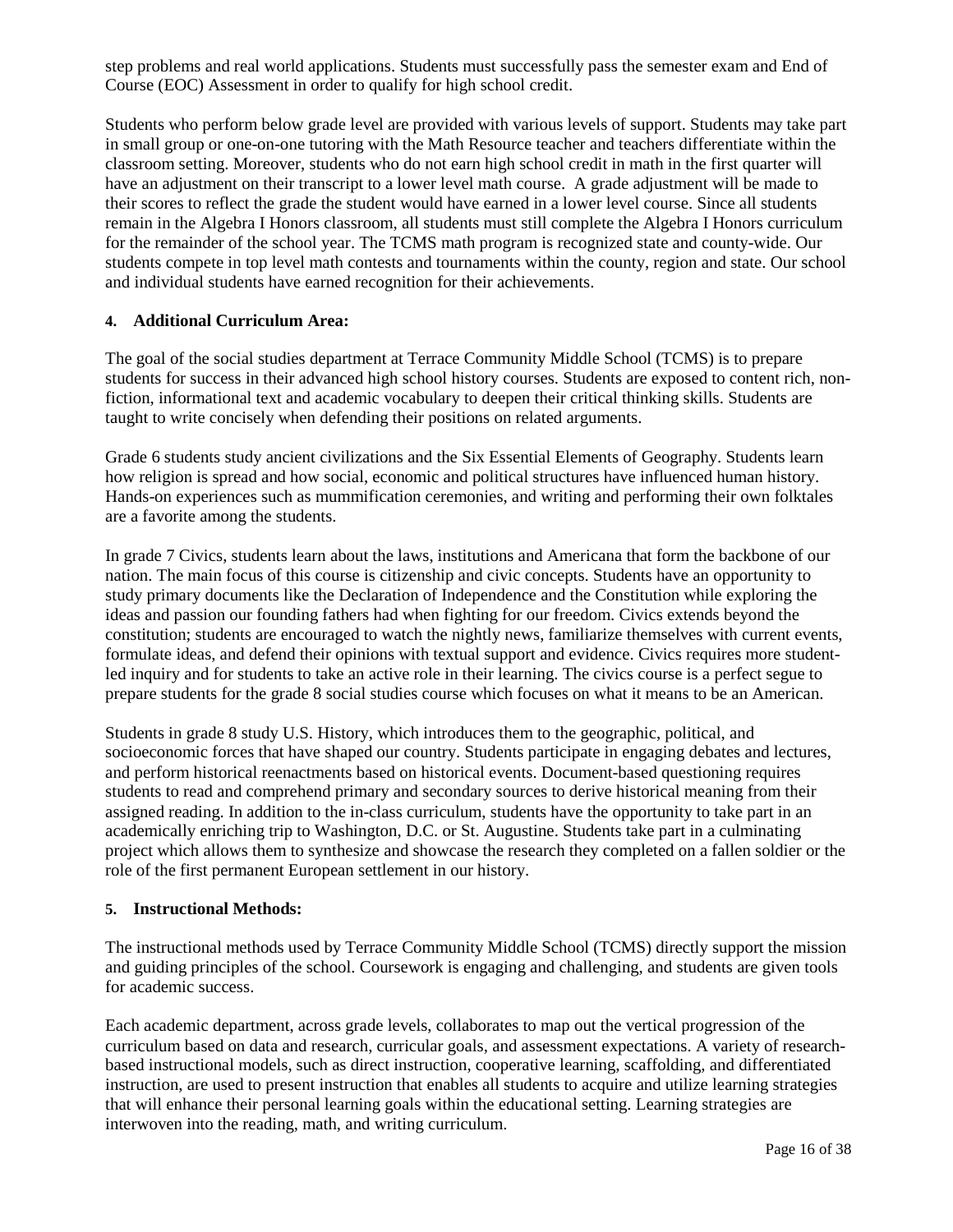step problems and real world applications. Students must successfully pass the semester exam and End of Course (EOC) Assessment in order to qualify for high school credit.

Students who perform below grade level are provided with various levels of support. Students may take part in small group or one-on-one tutoring with the Math Resource teacher and teachers differentiate within the classroom setting. Moreover, students who do not earn high school credit in math in the first quarter will have an adjustment on their transcript to a lower level math course. A grade adjustment will be made to their scores to reflect the grade the student would have earned in a lower level course. Since all students remain in the Algebra I Honors classroom, all students must still complete the Algebra I Honors curriculum for the remainder of the school year. The TCMS math program is recognized state and county-wide. Our students compete in top level math contests and tournaments within the county, region and state. Our school and individual students have earned recognition for their achievements.

**4. Additional Curriculum Area:**

The goal of the social studies department at Terrace Community Middle School (TCMS) is to prepare students for success in their advanced high school history courses. Students are exposed to content rich, non-fiction, informational text and academic vocabulary to deepen their critical thinking skills. Students are taught to write concisely when defending their positions on related arguments.

Grade 6 students study ancient civilizations and the Six Essential Elements of Geography. Students learn how religion is spread and how social, economic and political structures have influenced human history. Hands-on experiences such as mummification ceremonies, and writing and performing their own folktales are a favorite among the students.

In grade 7 Civics, students learn about the laws, institutions and Americana that form the backbone of our nation. The main focus of this course is citizenship and civic concepts. Students have an opportunity to study primary documents like the Declaration of Independence and the Constitution while exploring the ideas and passion our founding fathers had when fighting for our freedom. Civics extends beyond the constitution; students are encouraged to watch the nightly news, familiarize themselves with current events, formulate ideas, and defend their opinions with textual support and evidence. Civics requires more student-led inquiry and for students to take an active role in their learning. The civics course is a perfect segue to prepare students for the grade 8 social studies course which focuses on what it means to be an American.

Students in grade 8 study U.S. History, which introduces them to the geographic, political, and socioeconomic forces that have shaped our country. Students participate in engaging debates and lectures, and perform historical reenactments based on historical events. Document-based questioning requires students to read and comprehend primary and secondary sources to derive historical meaning from their assigned reading. In addition to the in-class curriculum, students have the opportunity to take part in an academically enriching trip to Washington, D.C. or St. Augustine. Students take part in a culminating project which allows them to synthesize and showcase the research they completed on a fallen soldier or the role of the first permanent European settlement in our history.

**5. Instructional Methods:**

The instructional methods used by Terrace Community Middle School (TCMS) directly support the mission and guiding principles of the school. Coursework is engaging and challenging, and students are given tools for academic success.

Each academic department, across grade levels, collaborates to map out the vertical progression of the curriculum based on data and research, curricular goals, and assessment expectations. A variety of research-based instructional models, such as direct instruction, cooperative learning, scaffolding, and differentiated instruction, are used to present instruction that enables all students to acquire and utilize learning strategies that will enhance their personal learning goals within the educational setting. Learning strategies are interwoven into the reading, math, and writing curriculum.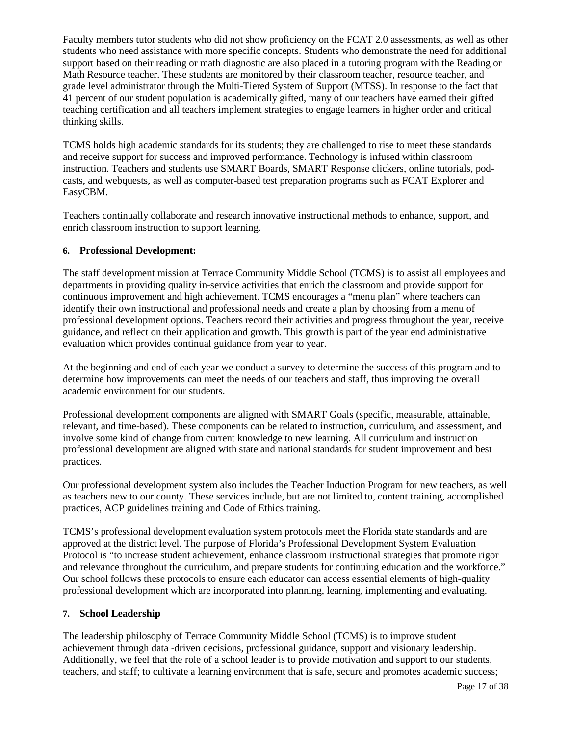Faculty members tutor students who did not show proficiency on the FCAT 2.0 assessments, as well as other students who need assistance with more specific concepts. Students who demonstrate the need for additional support based on their reading or math diagnostic are also placed in a tutoring program with the Reading or Math Resource teacher. These students are monitored by their classroom teacher, resource teacher, and grade level administrator through the Multi-Tiered System of Support (MTSS). In response to the fact that 41 percent of our student population is academically gifted, many of our teachers have earned their gifted teaching certification and all teachers implement strategies to engage learners in higher order and critical thinking skills.

TCMS holds high academic standards for its students; they are challenged to rise to meet these standards and receive support for success and improved performance. Technology is infused within classroom instruction. Teachers and students use SMART Boards, SMART Response clickers, online tutorials, pod-casts, and webquests, as well as computer-based test preparation programs such as FCAT Explorer and EasyCBM.

Teachers continually collaborate and research innovative instructional methods to enhance, support, and enrich classroom instruction to support learning.

**6. Professional Development:**

The staff development mission at Terrace Community Middle School (TCMS) is to assist all employees and departments in providing quality in-service activities that enrich the classroom and provide support for continuous improvement and high achievement. TCMS encourages a "menu plan" where teachers can identify their own instructional and professional needs and create a plan by choosing from a menu of professional development options. Teachers record their activities and progress throughout the year, receive guidance, and reflect on their application and growth. This growth is part of the year end administrative evaluation which provides continual guidance from year to year.

At the beginning and end of each year we conduct a survey to determine the success of this program and to determine how improvements can meet the needs of our teachers and staff, thus improving the overall academic environment for our students.

Professional development components are aligned with SMART Goals (specific, measurable, attainable, relevant, and time-based). These components can be related to instruction, curriculum, and assessment, and involve some kind of change from current knowledge to new learning. All curriculum and instruction professional development are aligned with state and national standards for student improvement and best practices.

Our professional development system also includes the Teacher Induction Program for new teachers, as well as teachers new to our county. These services include, but are not limited to, content training, accomplished practices, ACP guidelines training and Code of Ethics training.

TCMS's professional development evaluation system protocols meet the Florida state standards and are approved at the district level. The purpose of Florida's Professional Development System Evaluation Protocol is "to increase student achievement, enhance classroom instructional strategies that promote rigor and relevance throughout the curriculum, and prepare students for continuing education and the workforce." Our school follows these protocols to ensure each educator can access essential elements of high-quality professional development which are incorporated into planning, learning, implementing and evaluating.

**7. School Leadership**

The leadership philosophy of Terrace Community Middle School (TCMS) is to improve student achievement through data -driven decisions, professional guidance, support and visionary leadership. Additionally, we feel that the role of a school leader is to provide motivation and support to our students, teachers, and staff; to cultivate a learning environment that is safe, secure and promotes academic success;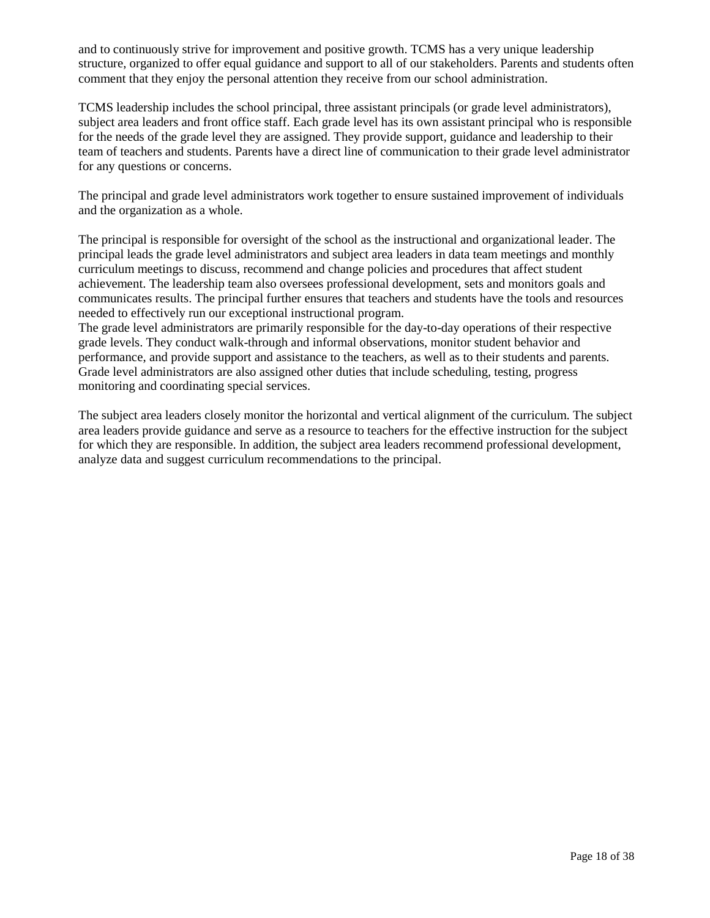and to continuously strive for improvement and positive growth. TCMS has a very unique leadership structure, organized to offer equal guidance and support to all of our stakeholders. Parents and students often comment that they enjoy the personal attention they receive from our school administration.

TCMS leadership includes the school principal, three assistant principals (or grade level administrators), subject area leaders and front office staff. Each grade level has its own assistant principal who is responsible for the needs of the grade level they are assigned. They provide support, guidance and leadership to their team of teachers and students. Parents have a direct line of communication to their grade level administrator for any questions or concerns.

The principal and grade level administrators work together to ensure sustained improvement of individuals and the organization as a whole.

The principal is responsible for oversight of the school as the instructional and organizational leader. The principal leads the grade level administrators and subject area leaders in data team meetings and monthly curriculum meetings to discuss, recommend and change policies and procedures that affect student achievement. The leadership team also oversees professional development, sets and monitors goals and communicates results. The principal further ensures that teachers and students have the tools and resources needed to effectively run our exceptional instructional program.
The grade level administrators are primarily responsible for the day-to-day operations of their respective grade levels. They conduct walk-through and informal observations, monitor student behavior and performance, and provide support and assistance to the teachers, as well as to their students and parents. Grade level administrators are also assigned other duties that include scheduling, testing, progress monitoring and coordinating special services.

The subject area leaders closely monitor the horizontal and vertical alignment of the curriculum. The subject area leaders provide guidance and serve as a resource to teachers for the effective instruction for the subject for which they are responsible. In addition, the subject area leaders recommend professional development, analyze data and suggest curriculum recommendations to the principal.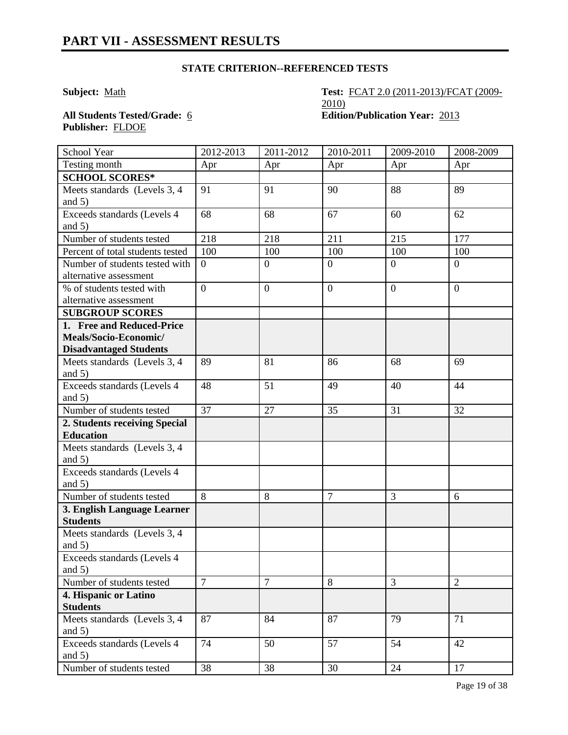# PART VII - ASSESSMENT RESULTS

### STATE CRITERION--REFERENCED TESTS

**Subject:** Math

**Test:** FCAT 2.0 (2011-2013)/FCAT (2009-2010)

**All Students Tested/Grade:** 6

**Edition/Publication Year:** 2013

**Publisher:** FLDOE

| School Year | 2012-2013 | 2011-2012 | 2010-2011 | 2009-2010 | 2008-2009 |
|---|---|---|---|---|---|
| Testing month | Apr | Apr | Apr | Apr | Apr |
| **SCHOOL SCORES*** | | | | | |
| Meets standards (Levels 3, 4 and 5) | 91 | 91 | 90 | 88 | 89 |
| Exceeds standards (Levels 4 and 5) | 68 | 68 | 67 | 60 | 62 |
| Number of students tested | 218 | 218 | 211 | 215 | 177 |
| Percent of total students tested | 100 | 100 | 100 | 100 | 100 |
| Number of students tested with alternative assessment | 0 | 0 | 0 | 0 | 0 |
| % of students tested with alternative assessment | 0 | 0 | 0 | 0 | 0 |
| **SUBGROUP SCORES** | | | | | |
| **1. Free and Reduced-Price Meals/Socio-Economic/ Disadvantaged Students** | | | | | |
| Meets standards (Levels 3, 4 and 5) | 89 | 81 | 86 | 68 | 69 |
| Exceeds standards (Levels 4 and 5) | 48 | 51 | 49 | 40 | 44 |
| Number of students tested | 37 | 27 | 35 | 31 | 32 |
| **2. Students receiving Special Education** | | | | | |
| Meets standards (Levels 3, 4 and 5) | | | | | |
| Exceeds standards (Levels 4 and 5) | | | | | |
| Number of students tested | 8 | 8 | 7 | 3 | 6 |
| **3. English Language Learner Students** | | | | | |
| Meets standards (Levels 3, 4 and 5) | | | | | |
| Exceeds standards (Levels 4 and 5) | | | | | |
| Number of students tested | 7 | 7 | 8 | 3 | 2 |
| **4. Hispanic or Latino Students** | | | | | |
| Meets standards (Levels 3, 4 and 5) | 87 | 84 | 87 | 79 | 71 |
| Exceeds standards (Levels 4 and 5) | 74 | 50 | 57 | 54 | 42 |
| Number of students tested | 38 | 38 | 30 | 24 | 17 |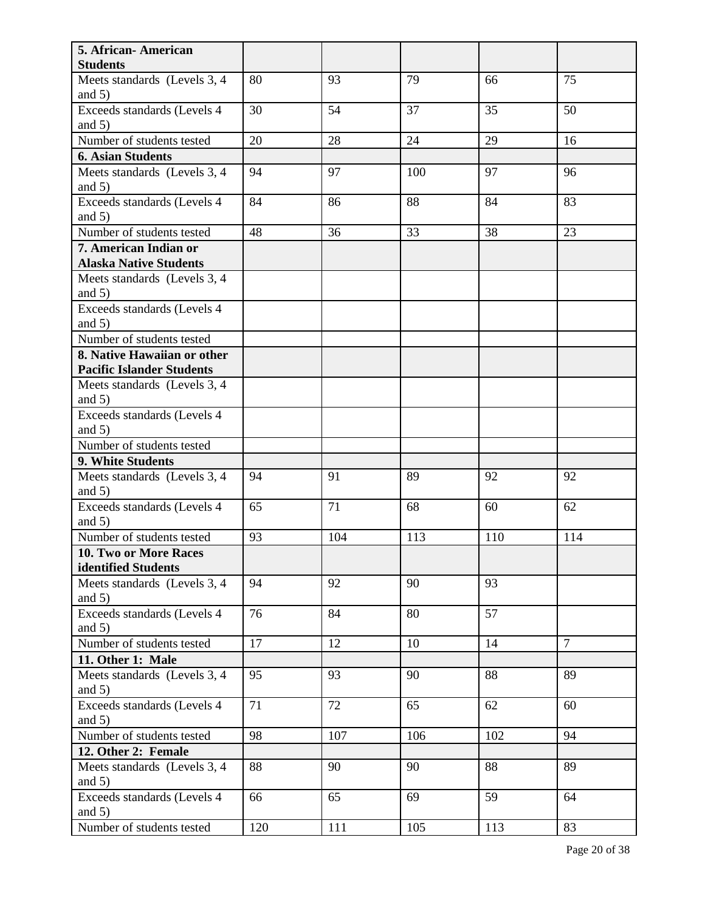| 5. African- American Students | | | | | |
|---|---|---|---|---|---|
| Meets standards (Levels 3, 4 and 5) | 80 | 93 | 79 | 66 | 75 |
| Exceeds standards (Levels 4 and 5) | 30 | 54 | 37 | 35 | 50 |
| Number of students tested | 20 | 28 | 24 | 29 | 16 |
| **6. Asian Students** | | | | | |
| Meets standards (Levels 3, 4 and 5) | 94 | 97 | 100 | 97 | 96 |
| Exceeds standards (Levels 4 and 5) | 84 | 86 | 88 | 84 | 83 |
| Number of students tested | 48 | 36 | 33 | 38 | 23 |
| **7. American Indian or Alaska Native Students** | | | | | |
| Meets standards (Levels 3, 4 and 5) | | | | | |
| Exceeds standards (Levels 4 and 5) | | | | | |
| Number of students tested | | | | | |
| **8. Native Hawaiian or other Pacific Islander Students** | | | | | |
| Meets standards (Levels 3, 4 and 5) | | | | | |
| Exceeds standards (Levels 4 and 5) | | | | | |
| Number of students tested | | | | | |
| **9. White Students** | | | | | |
| Meets standards (Levels 3, 4 and 5) | 94 | 91 | 89 | 92 | 92 |
| Exceeds standards (Levels 4 and 5) | 65 | 71 | 68 | 60 | 62 |
| Number of students tested | 93 | 104 | 113 | 110 | 114 |
| **10. Two or More Races identified Students** | | | | | |
| Meets standards (Levels 3, 4 and 5) | 94 | 92 | 90 | 93 | |
| Exceeds standards (Levels 4 and 5) | 76 | 84 | 80 | 57 | |
| Number of students tested | 17 | 12 | 10 | 14 | 7 |
| **11. Other 1: Male** | | | | | |
| Meets standards (Levels 3, 4 and 5) | 95 | 93 | 90 | 88 | 89 |
| Exceeds standards (Levels 4 and 5) | 71 | 72 | 65 | 62 | 60 |
| Number of students tested | 98 | 107 | 106 | 102 | 94 |
| **12. Other 2: Female** | | | | | |
| Meets standards (Levels 3, 4 and 5) | 88 | 90 | 90 | 88 | 89 |
| Exceeds standards (Levels 4 and 5) | 66 | 65 | 69 | 59 | 64 |
| Number of students tested | 120 | 111 | 105 | 113 | 83 |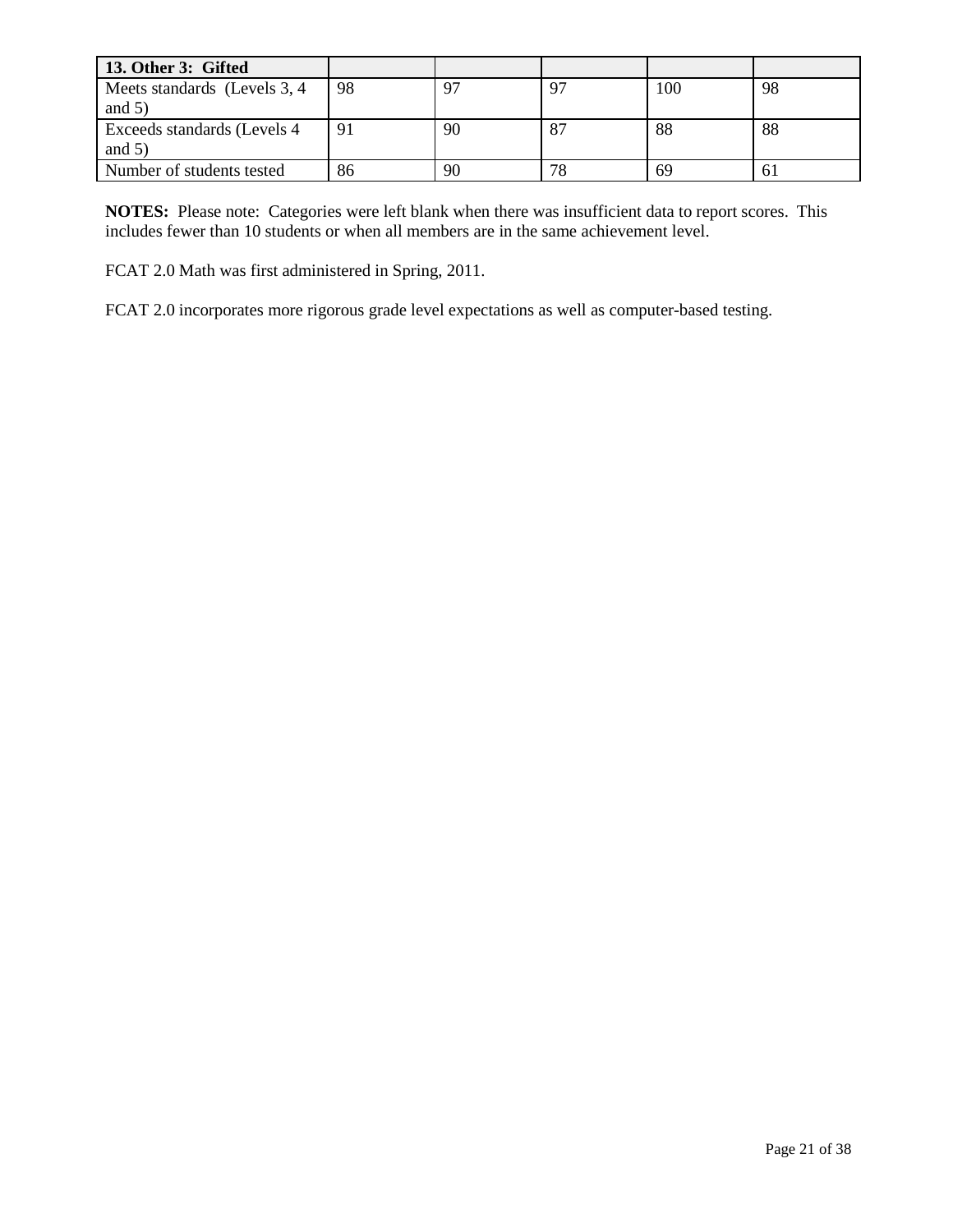| **13. Other 3: Gifted** | | | | | |
|---|---|---|---|---|---|
| Meets standards (Levels 3, 4 and 5) | 98 | 97 | 97 | 100 | 98 |
| Exceeds standards (Levels 4 and 5) | 91 | 90 | 87 | 88 | 88 |
| Number of students tested | 86 | 90 | 78 | 69 | 61 |

**NOTES:** Please note: Categories were left blank when there was insufficient data to report scores. This includes fewer than 10 students or when all members are in the same achievement level.

FCAT 2.0 Math was first administered in Spring, 2011.

FCAT 2.0 incorporates more rigorous grade level expectations as well as computer-based testing.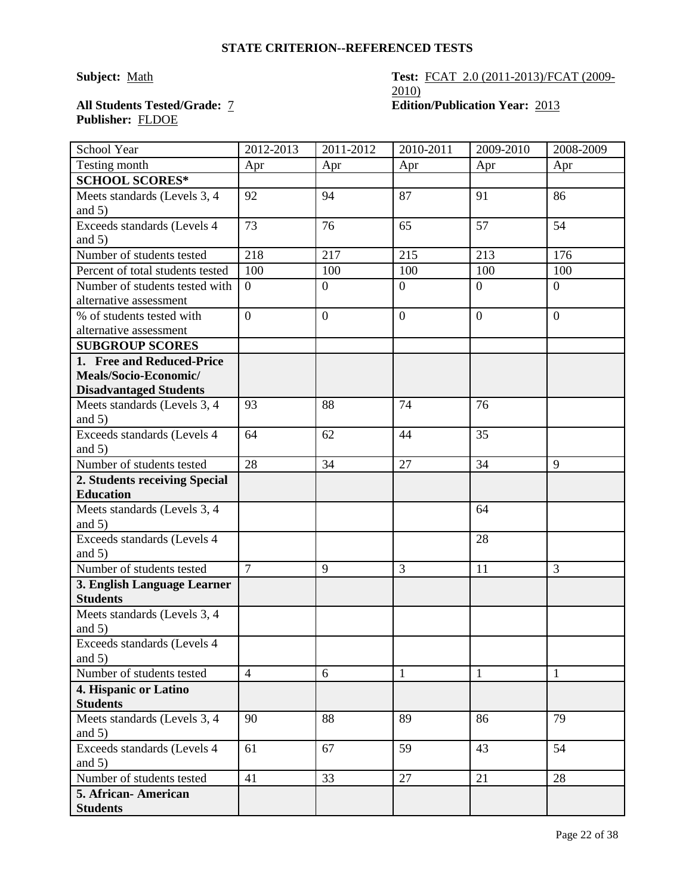**STATE CRITERION--REFERENCED TESTS**

**Subject:** Math

**Test:** FCAT 2.0 (2011-2013)/FCAT (2009-2010)

**All Students Tested/Grade:** 7

**Edition/Publication Year:** 2013

**Publisher:** FLDOE

| School Year | 2012-2013 | 2011-2012 | 2010-2011 | 2009-2010 | 2008-2009 |
|---|---|---|---|---|---|
| Testing month | Apr | Apr | Apr | Apr | Apr |
| **SCHOOL SCORES*** | | | | | |
| Meets standards (Levels 3, 4 and 5) | 92 | 94 | 87 | 91 | 86 |
| Exceeds standards (Levels 4 and 5) | 73 | 76 | 65 | 57 | 54 |
| Number of students tested | 218 | 217 | 215 | 213 | 176 |
| Percent of total students tested | 100 | 100 | 100 | 100 | 100 |
| Number of students tested with alternative assessment | 0 | 0 | 0 | 0 | 0 |
| % of students tested with alternative assessment | 0 | 0 | 0 | 0 | 0 |
| **SUBGROUP SCORES** | | | | | |
| **1. Free and Reduced-Price Meals/Socio-Economic/ Disadvantaged Students** | | | | | |
| Meets standards (Levels 3, 4 and 5) | 93 | 88 | 74 | 76 | |
| Exceeds standards (Levels 4 and 5) | 64 | 62 | 44 | 35 | |
| Number of students tested | 28 | 34 | 27 | 34 | 9 |
| **2. Students receiving Special Education** | | | | | |
| Meets standards (Levels 3, 4 and 5) | | | | 64 | |
| Exceeds standards (Levels 4 and 5) | | | | 28 | |
| Number of students tested | 7 | 9 | 3 | 11 | 3 |
| **3. English Language Learner Students** | | | | | |
| Meets standards (Levels 3, 4 and 5) | | | | | |
| Exceeds standards (Levels 4 and 5) | | | | | |
| Number of students tested | 4 | 6 | 1 | 1 | 1 |
| **4. Hispanic or Latino Students** | | | | | |
| Meets standards (Levels 3, 4 and 5) | 90 | 88 | 89 | 86 | 79 |
| Exceeds standards (Levels 4 and 5) | 61 | 67 | 59 | 43 | 54 |
| Number of students tested | 41 | 33 | 27 | 21 | 28 |
| **5. African- American Students** | | | | | |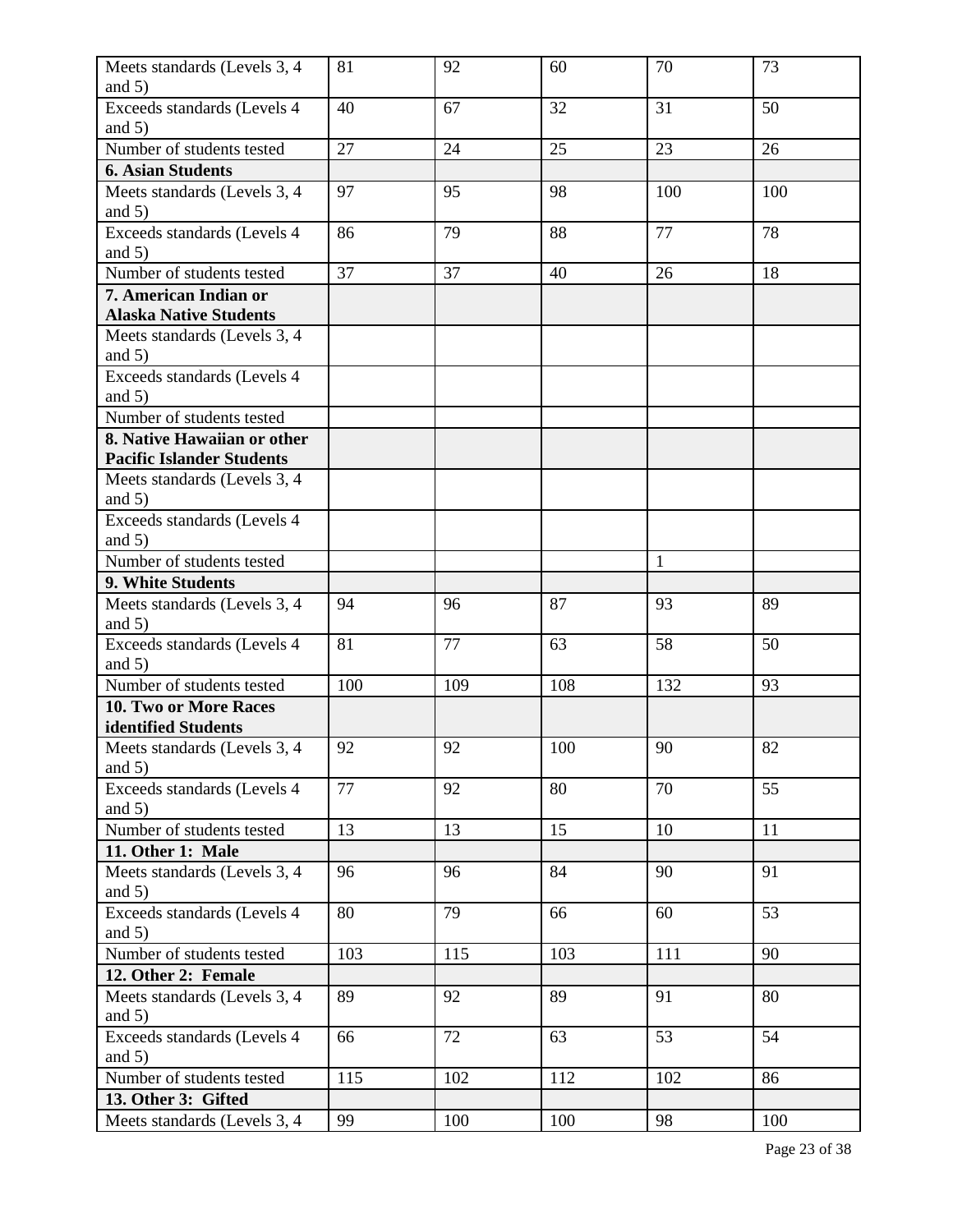| | | | | | |
|---|---|---|---|---|---|
| Meets standards (Levels 3, 4 and 5) | 81 | 92 | 60 | 70 | 73 |
| Exceeds standards (Levels 4 and 5) | 40 | 67 | 32 | 31 | 50 |
| Number of students tested | 27 | 24 | 25 | 23 | 26 |
| **6. Asian Students** | | | | | |
| Meets standards (Levels 3, 4 and 5) | 97 | 95 | 98 | 100 | 100 |
| Exceeds standards (Levels 4 and 5) | 86 | 79 | 88 | 77 | 78 |
| Number of students tested | 37 | 37 | 40 | 26 | 18 |
| **7. American Indian or Alaska Native Students** | | | | | |
| Meets standards (Levels 3, 4 and 5) | | | | | |
| Exceeds standards (Levels 4 and 5) | | | | | |
| Number of students tested | | | | | |
| **8. Native Hawaiian or other Pacific Islander Students** | | | | | |
| Meets standards (Levels 3, 4 and 5) | | | | | |
| Exceeds standards (Levels 4 and 5) | | | | | |
| Number of students tested | | | | 1 | |
| **9. White Students** | | | | | |
| Meets standards (Levels 3, 4 and 5) | 94 | 96 | 87 | 93 | 89 |
| Exceeds standards (Levels 4 and 5) | 81 | 77 | 63 | 58 | 50 |
| Number of students tested | 100 | 109 | 108 | 132 | 93 |
| **10. Two or More Races identified Students** | | | | | |
| Meets standards (Levels 3, 4 and 5) | 92 | 92 | 100 | 90 | 82 |
| Exceeds standards (Levels 4 and 5) | 77 | 92 | 80 | 70 | 55 |
| Number of students tested | 13 | 13 | 15 | 10 | 11 |
| **11. Other 1: Male** | | | | | |
| Meets standards (Levels 3, 4 and 5) | 96 | 96 | 84 | 90 | 91 |
| Exceeds standards (Levels 4 and 5) | 80 | 79 | 66 | 60 | 53 |
| Number of students tested | 103 | 115 | 103 | 111 | 90 |
| **12. Other 2: Female** | | | | | |
| Meets standards (Levels 3, 4 and 5) | 89 | 92 | 89 | 91 | 80 |
| Exceeds standards (Levels 4 and 5) | 66 | 72 | 63 | 53 | 54 |
| Number of students tested | 115 | 102 | 112 | 102 | 86 |
| **13. Other 3: Gifted** | | | | | |
| Meets standards (Levels 3, 4 | 99 | 100 | 100 | 98 | 100 |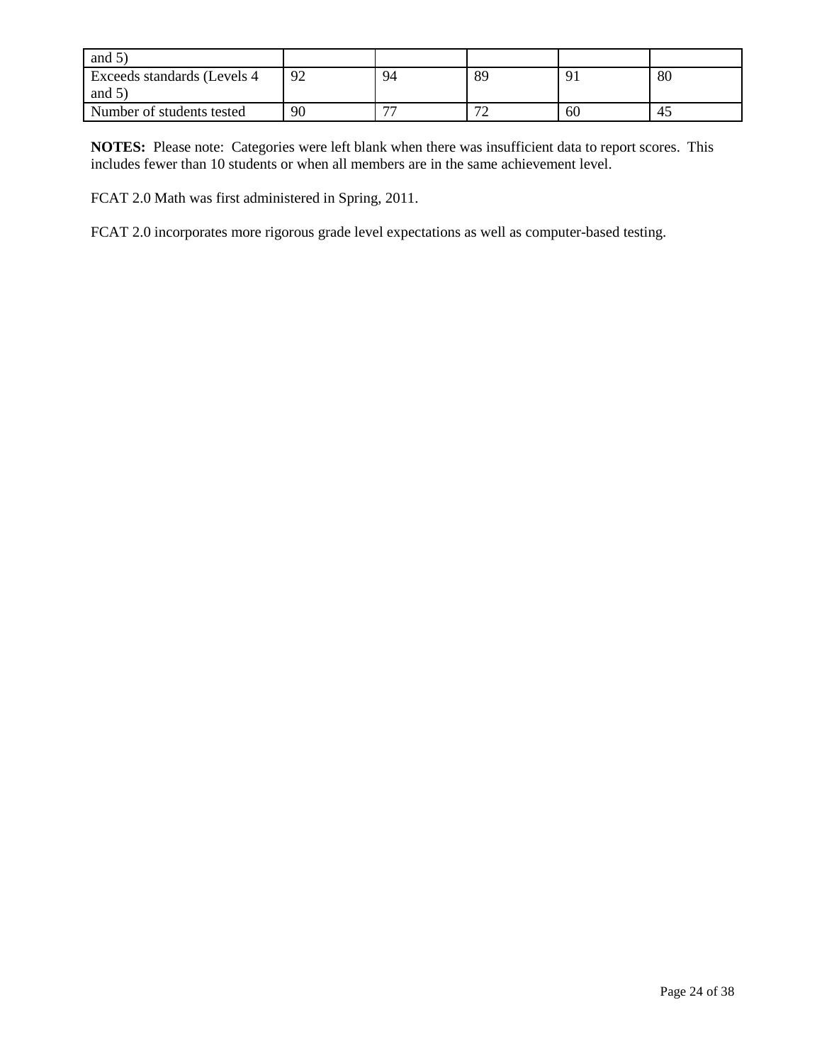| and 5) | | | | | |
| --- | --- | --- | --- | --- | --- |
| Exceeds standards (Levels 4 and 5) | 92 | 94 | 89 | 91 | 80 |
| Number of students tested | 90 | 77 | 72 | 60 | 45 |

**NOTES:** Please note: Categories were left blank when there was insufficient data to report scores. This includes fewer than 10 students or when all members are in the same achievement level.

FCAT 2.0 Math was first administered in Spring, 2011.

FCAT 2.0 incorporates more rigorous grade level expectations as well as computer-based testing.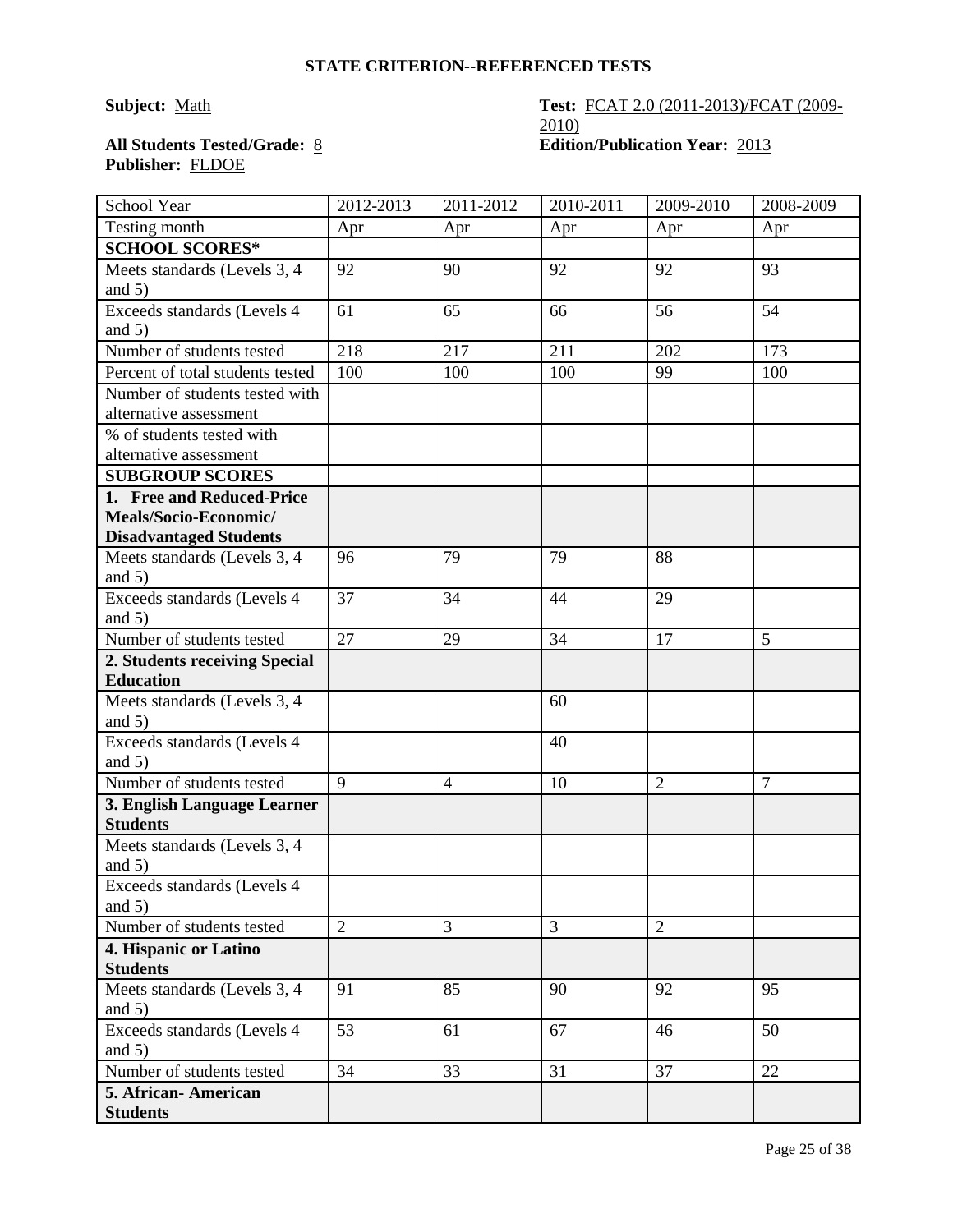**STATE CRITERION--REFERENCED TESTS**

**Subject:** Math

**Test:** FCAT 2.0 (2011-2013)/FCAT (2009-2010)

**All Students Tested/Grade:** 8

**Edition/Publication Year:** 2013

**Publisher:** FLDOE

| School Year | 2012-2013 | 2011-2012 | 2010-2011 | 2009-2010 | 2008-2009 |
|---|---|---|---|---|---|
| Testing month | Apr | Apr | Apr | Apr | Apr |
| **SCHOOL SCORES*** | | | | | |
| Meets standards (Levels 3, 4 and 5) | 92 | 90 | 92 | 92 | 93 |
| Exceeds standards (Levels 4 and 5) | 61 | 65 | 66 | 56 | 54 |
| Number of students tested | 218 | 217 | 211 | 202 | 173 |
| Percent of total students tested | 100 | 100 | 100 | 99 | 100 |
| Number of students tested with alternative assessment | | | | | |
| % of students tested with alternative assessment | | | | | |
| **SUBGROUP SCORES** | | | | | |
| **1. Free and Reduced-Price Meals/Socio-Economic/ Disadvantaged Students** | | | | | |
| Meets standards (Levels 3, 4 and 5) | 96 | 79 | 79 | 88 | |
| Exceeds standards (Levels 4 and 5) | 37 | 34 | 44 | 29 | |
| Number of students tested | 27 | 29 | 34 | 17 | 5 |
| **2. Students receiving Special Education** | | | | | |
| Meets standards (Levels 3, 4 and 5) | | | 60 | | |
| Exceeds standards (Levels 4 and 5) | | | 40 | | |
| Number of students tested | 9 | 4 | 10 | 2 | 7 |
| **3. English Language Learner Students** | | | | | |
| Meets standards (Levels 3, 4 and 5) | | | | | |
| Exceeds standards (Levels 4 and 5) | | | | | |
| Number of students tested | 2 | 3 | 3 | 2 | |
| **4. Hispanic or Latino Students** | | | | | |
| Meets standards (Levels 3, 4 and 5) | 91 | 85 | 90 | 92 | 95 |
| Exceeds standards (Levels 4 and 5) | 53 | 61 | 67 | 46 | 50 |
| Number of students tested | 34 | 33 | 31 | 37 | 22 |
| **5. African- American Students** | | | | | |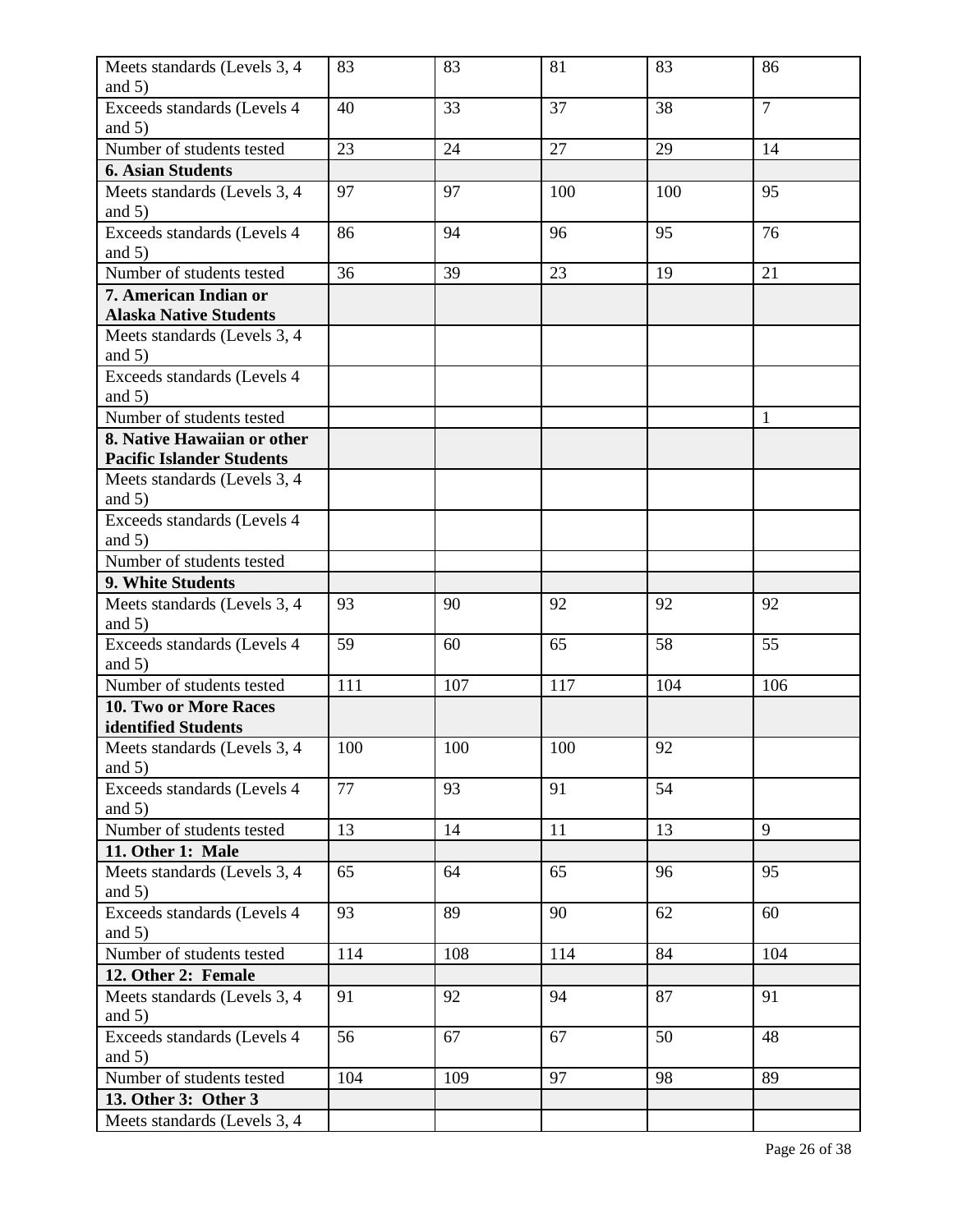| Meets standards (Levels 3, 4 and 5) | 83 | 83 | 81 | 83 | 86 |
|---|---|---|---|---|---|
| Exceeds standards (Levels 4 and 5) | 40 | 33 | 37 | 38 | 7 |
| Number of students tested | 23 | 24 | 27 | 29 | 14 |
| **6. Asian Students** | | | | | |
| Meets standards (Levels 3, 4 and 5) | 97 | 97 | 100 | 100 | 95 |
| Exceeds standards (Levels 4 and 5) | 86 | 94 | 96 | 95 | 76 |
| Number of students tested | 36 | 39 | 23 | 19 | 21 |
| **7. American Indian or Alaska Native Students** | | | | | |
| Meets standards (Levels 3, 4 and 5) | | | | | |
| Exceeds standards (Levels 4 and 5) | | | | | |
| Number of students tested | | | | | 1 |
| **8. Native Hawaiian or other Pacific Islander Students** | | | | | |
| Meets standards (Levels 3, 4 and 5) | | | | | |
| Exceeds standards (Levels 4 and 5) | | | | | |
| Number of students tested | | | | | |
| **9. White Students** | | | | | |
| Meets standards (Levels 3, 4 and 5) | 93 | 90 | 92 | 92 | 92 |
| Exceeds standards (Levels 4 and 5) | 59 | 60 | 65 | 58 | 55 |
| Number of students tested | 111 | 107 | 117 | 104 | 106 |
| **10. Two or More Races identified Students** | | | | | |
| Meets standards (Levels 3, 4 and 5) | 100 | 100 | 100 | 92 | |
| Exceeds standards (Levels 4 and 5) | 77 | 93 | 91 | 54 | |
| Number of students tested | 13 | 14 | 11 | 13 | 9 |
| **11. Other 1: Male** | | | | | |
| Meets standards (Levels 3, 4 and 5) | 65 | 64 | 65 | 96 | 95 |
| Exceeds standards (Levels 4 and 5) | 93 | 89 | 90 | 62 | 60 |
| Number of students tested | 114 | 108 | 114 | 84 | 104 |
| **12. Other 2: Female** | | | | | |
| Meets standards (Levels 3, 4 and 5) | 91 | 92 | 94 | 87 | 91 |
| Exceeds standards (Levels 4 and 5) | 56 | 67 | 67 | 50 | 48 |
| Number of students tested | 104 | 109 | 97 | 98 | 89 |
| **13. Other 3: Other 3** | | | | | |
| Meets standards (Levels 3, 4 | | | | | |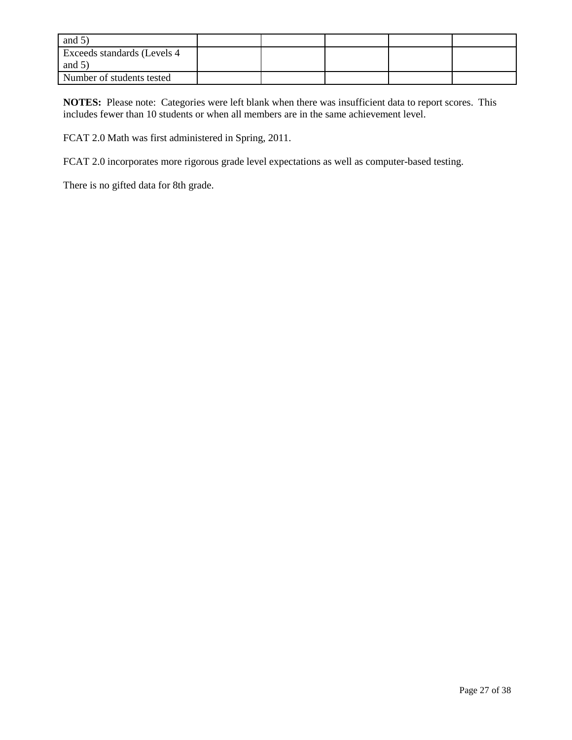| and 5) | | | | | |
|---|---|---|---|---|---|
| Exceeds standards (Levels 4 and 5) | | | | | |
| Number of students tested | | | | | |

**NOTES:** Please note: Categories were left blank when there was insufficient data to report scores. This includes fewer than 10 students or when all members are in the same achievement level.

FCAT 2.0 Math was first administered in Spring, 2011.

FCAT 2.0 incorporates more rigorous grade level expectations as well as computer-based testing.

There is no gifted data for 8th grade.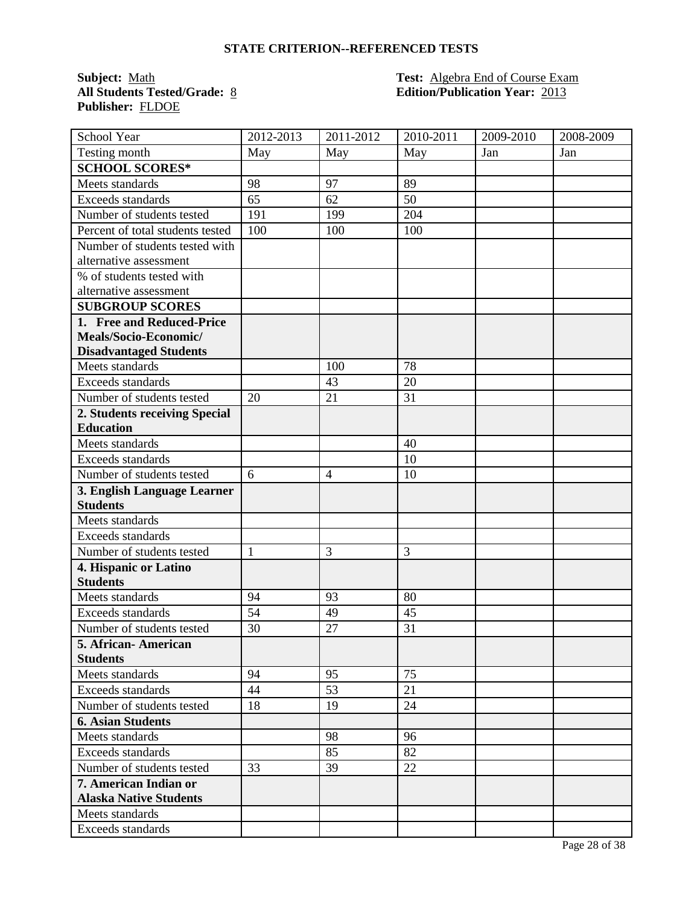## STATE CRITERION--REFERENCED TESTS

**Subject:** Math
**All Students Tested/Grade:** 8
**Publisher:** FLDOE

**Test:** Algebra End of Course Exam
**Edition/Publication Year:** 2013

| School Year | 2012-2013 | 2011-2012 | 2010-2011 | 2009-2010 | 2008-2009 |
|---|---|---|---|---|---|
| Testing month | May | May | May | Jan | Jan |
| **SCHOOL SCORES*** | | | | | |
| Meets standards | 98 | 97 | 89 | | |
| Exceeds standards | 65 | 62 | 50 | | |
| Number of students tested | 191 | 199 | 204 | | |
| Percent of total students tested | 100 | 100 | 100 | | |
| Number of students tested with alternative assessment | | | | | |
| % of students tested with alternative assessment | | | | | |
| **SUBGROUP SCORES** | | | | | |
| **1. Free and Reduced-Price Meals/Socio-Economic/ Disadvantaged Students** | | | | | |
| Meets standards | | 100 | 78 | | |
| Exceeds standards | | 43 | 20 | | |
| Number of students tested | 20 | 21 | 31 | | |
| **2. Students receiving Special Education** | | | | | |
| Meets standards | | | 40 | | |
| Exceeds standards | | | 10 | | |
| Number of students tested | 6 | 4 | 10 | | |
| **3. English Language Learner Students** | | | | | |
| Meets standards | | | | | |
| Exceeds standards | | | | | |
| Number of students tested | 1 | 3 | 3 | | |
| **4. Hispanic or Latino Students** | | | | | |
| Meets standards | 94 | 93 | 80 | | |
| Exceeds standards | 54 | 49 | 45 | | |
| Number of students tested | 30 | 27 | 31 | | |
| **5. African- American Students** | | | | | |
| Meets standards | 94 | 95 | 75 | | |
| Exceeds standards | 44 | 53 | 21 | | |
| Number of students tested | 18 | 19 | 24 | | |
| **6. Asian Students** | | | | | |
| Meets standards | | 98 | 96 | | |
| Exceeds standards | | 85 | 82 | | |
| Number of students tested | 33 | 39 | 22 | | |
| **7. American Indian or Alaska Native Students** | | | | | |
| Meets standards | | | | | |
| Exceeds standards | | | | | |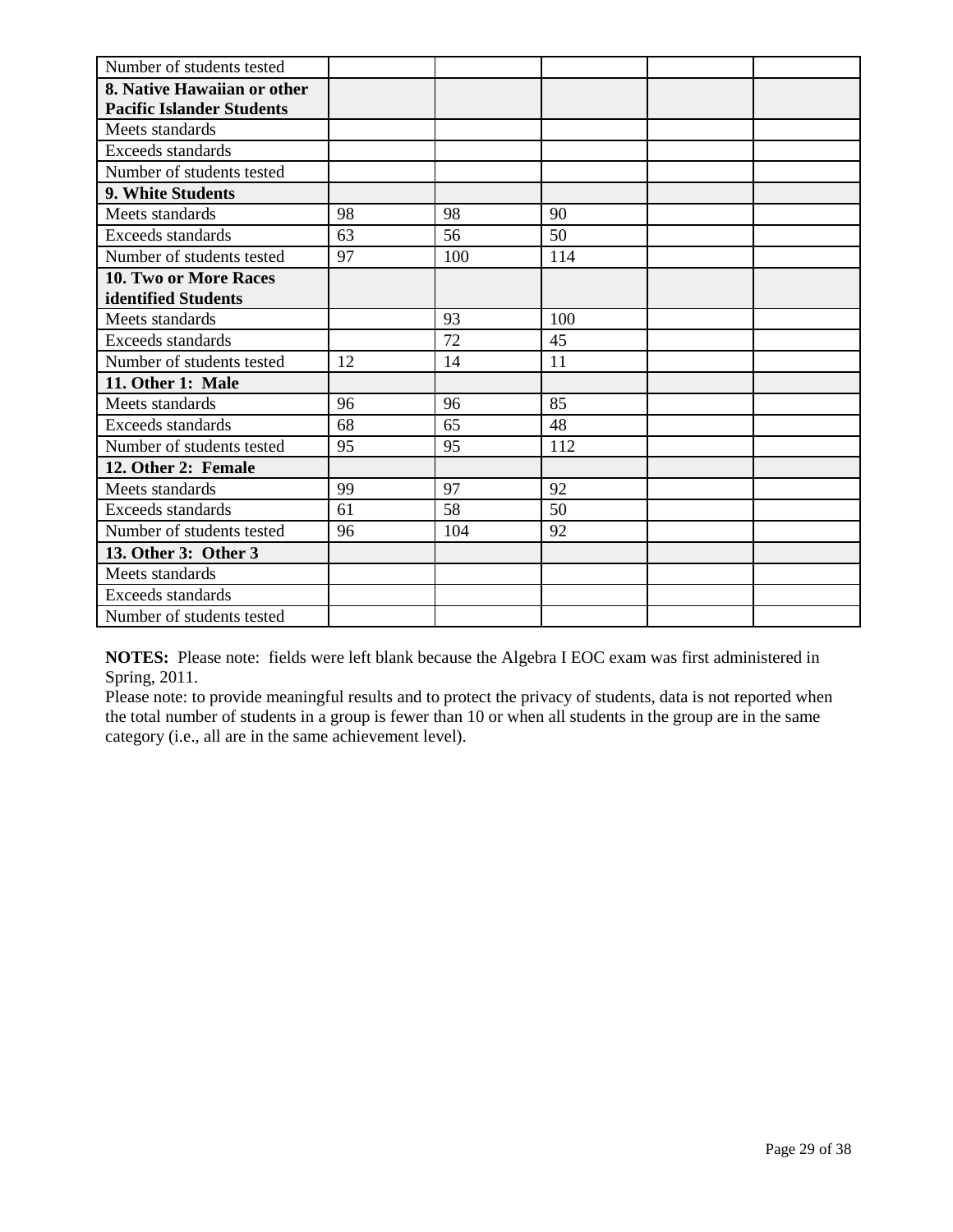| | | | | | |
|---|---|---|---|---|---|
| Number of students tested | | | | | |
| **8. Native Hawaiian or other Pacific Islander Students** | | | | | |
| Meets standards | | | | | |
| Exceeds standards | | | | | |
| Number of students tested | | | | | |
| **9. White Students** | | | | | |
| Meets standards | 98 | 98 | 90 | | |
| Exceeds standards | 63 | 56 | 50 | | |
| Number of students tested | 97 | 100 | 114 | | |
| **10. Two or More Races identified Students** | | | | | |
| Meets standards | | 93 | 100 | | |
| Exceeds standards | | 72 | 45 | | |
| Number of students tested | 12 | 14 | 11 | | |
| **11. Other 1: Male** | | | | | |
| Meets standards | 96 | 96 | 85 | | |
| Exceeds standards | 68 | 65 | 48 | | |
| Number of students tested | 95 | 95 | 112 | | |
| **12. Other 2: Female** | | | | | |
| Meets standards | 99 | 97 | 92 | | |
| Exceeds standards | 61 | 58 | 50 | | |
| Number of students tested | 96 | 104 | 92 | | |
| **13. Other 3: Other 3** | | | | | |
| Meets standards | | | | | |
| Exceeds standards | | | | | |
| Number of students tested | | | | | |

**NOTES:** Please note: fields were left blank because the Algebra I EOC exam was first administered in Spring, 2011.
Please note: to provide meaningful results and to protect the privacy of students, data is not reported when the total number of students in a group is fewer than 10 or when all students in the group are in the same category (i.e., all are in the same achievement level).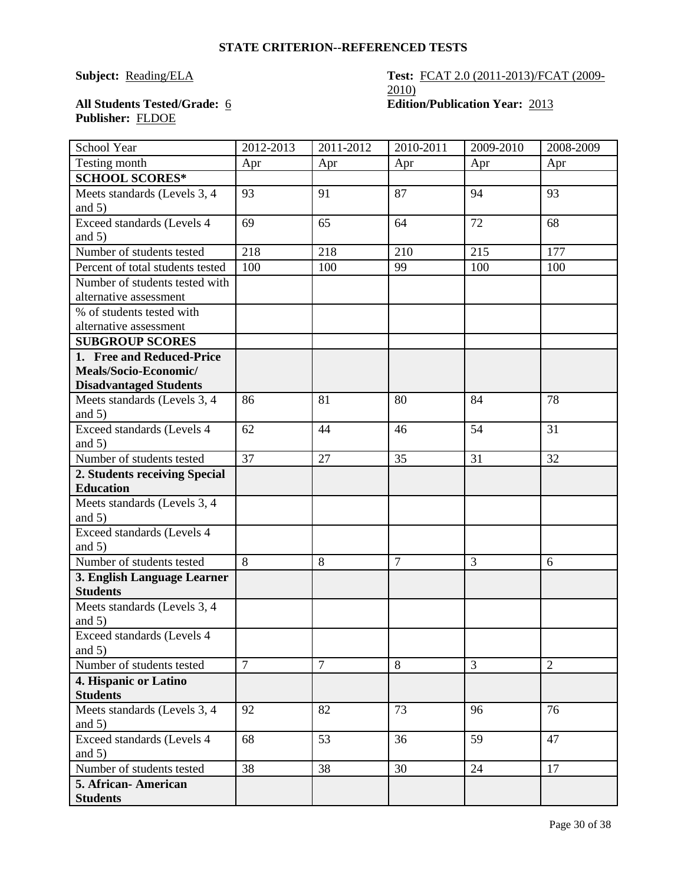## STATE CRITERION--REFERENCED TESTS

**Subject:** Reading/ELA

**Test:** FCAT 2.0 (2011-2013)/FCAT (2009-2010)

**All Students Tested/Grade:** 6

**Edition/Publication Year:** 2013

**Publisher:** FLDOE

| School Year | 2012-2013 | 2011-2012 | 2010-2011 | 2009-2010 | 2008-2009 |
|---|---|---|---|---|---|
| Testing month | Apr | Apr | Apr | Apr | Apr |
| **SCHOOL SCORES*** | | | | | |
| Meets standards (Levels 3, 4 and 5) | 93 | 91 | 87 | 94 | 93 |
| Exceed standards (Levels 4 and 5) | 69 | 65 | 64 | 72 | 68 |
| Number of students tested | 218 | 218 | 210 | 215 | 177 |
| Percent of total students tested | 100 | 100 | 99 | 100 | 100 |
| Number of students tested with alternative assessment | | | | | |
| % of students tested with alternative assessment | | | | | |
| **SUBGROUP SCORES** | | | | | |
| **1. Free and Reduced-Price Meals/Socio-Economic/ Disadvantaged Students** | | | | | |
| Meets standards (Levels 3, 4 and 5) | 86 | 81 | 80 | 84 | 78 |
| Exceed standards (Levels 4 and 5) | 62 | 44 | 46 | 54 | 31 |
| Number of students tested | 37 | 27 | 35 | 31 | 32 |
| **2. Students receiving Special Education** | | | | | |
| Meets standards (Levels 3, 4 and 5) | | | | | |
| Exceed standards (Levels 4 and 5) | | | | | |
| Number of students tested | 8 | 8 | 7 | 3 | 6 |
| **3. English Language Learner Students** | | | | | |
| Meets standards (Levels 3, 4 and 5) | | | | | |
| Exceed standards (Levels 4 and 5) | | | | | |
| Number of students tested | 7 | 7 | 8 | 3 | 2 |
| **4. Hispanic or Latino Students** | | | | | |
| Meets standards (Levels 3, 4 and 5) | 92 | 82 | 73 | 96 | 76 |
| Exceed standards (Levels 4 and 5) | 68 | 53 | 36 | 59 | 47 |
| Number of students tested | 38 | 38 | 30 | 24 | 17 |
| **5. African- American Students** | | | | | |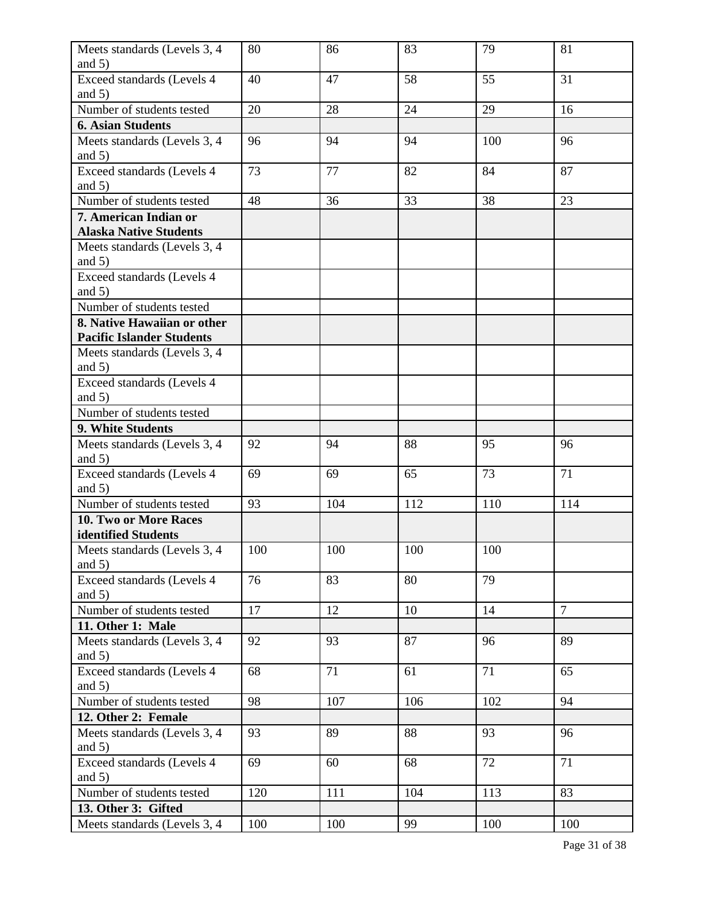| | | | | | |
|---|---|---|---|---|---|
| Meets standards (Levels 3, 4 and 5) | 80 | 86 | 83 | 79 | 81 |
| Exceed standards (Levels 4 and 5) | 40 | 47 | 58 | 55 | 31 |
| Number of students tested | 20 | 28 | 24 | 29 | 16 |
| **6. Asian Students** | | | | | |
| Meets standards (Levels 3, 4 and 5) | 96 | 94 | 94 | 100 | 96 |
| Exceed standards (Levels 4 and 5) | 73 | 77 | 82 | 84 | 87 |
| Number of students tested | 48 | 36 | 33 | 38 | 23 |
| **7. American Indian or Alaska Native Students** | | | | | |
| Meets standards (Levels 3, 4 and 5) | | | | | |
| Exceed standards (Levels 4 and 5) | | | | | |
| Number of students tested | | | | | |
| **8. Native Hawaiian or other Pacific Islander Students** | | | | | |
| Meets standards (Levels 3, 4 and 5) | | | | | |
| Exceed standards (Levels 4 and 5) | | | | | |
| Number of students tested | | | | | |
| **9. White Students** | | | | | |
| Meets standards (Levels 3, 4 and 5) | 92 | 94 | 88 | 95 | 96 |
| Exceed standards (Levels 4 and 5) | 69 | 69 | 65 | 73 | 71 |
| Number of students tested | 93 | 104 | 112 | 110 | 114 |
| **10. Two or More Races identified Students** | | | | | |
| Meets standards (Levels 3, 4 and 5) | 100 | 100 | 100 | 100 | |
| Exceed standards (Levels 4 and 5) | 76 | 83 | 80 | 79 | |
| Number of students tested | 17 | 12 | 10 | 14 | 7 |
| **11. Other 1: Male** | | | | | |
| Meets standards (Levels 3, 4 and 5) | 92 | 93 | 87 | 96 | 89 |
| Exceed standards (Levels 4 and 5) | 68 | 71 | 61 | 71 | 65 |
| Number of students tested | 98 | 107 | 106 | 102 | 94 |
| **12. Other 2: Female** | | | | | |
| Meets standards (Levels 3, 4 and 5) | 93 | 89 | 88 | 93 | 96 |
| Exceed standards (Levels 4 and 5) | 69 | 60 | 68 | 72 | 71 |
| Number of students tested | 120 | 111 | 104 | 113 | 83 |
| **13. Other 3: Gifted** | | | | | |
| Meets standards (Levels 3, 4 | 100 | 100 | 99 | 100 | 100 |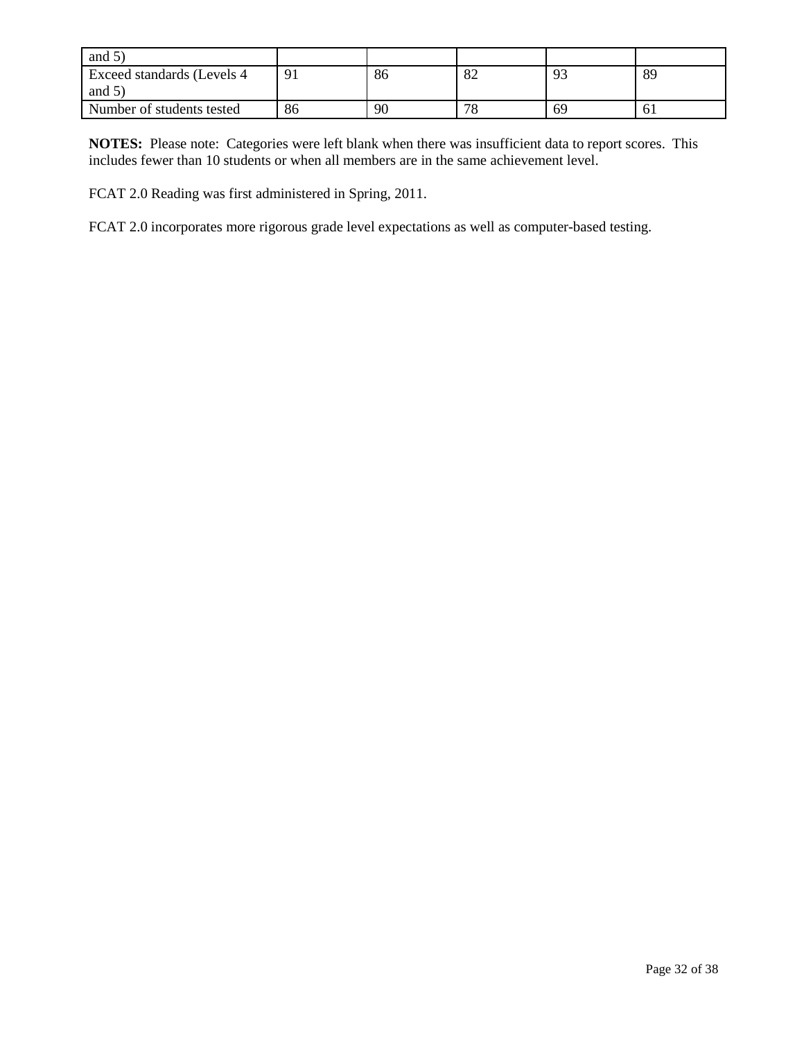| and 5) | | | | | |
|---|---|---|---|---|---|
| Exceed standards (Levels 4 and 5) | 91 | 86 | 82 | 93 | 89 |
| Number of students tested | 86 | 90 | 78 | 69 | 61 |

**NOTES:** Please note: Categories were left blank when there was insufficient data to report scores. This includes fewer than 10 students or when all members are in the same achievement level.

FCAT 2.0 Reading was first administered in Spring, 2011.

FCAT 2.0 incorporates more rigorous grade level expectations as well as computer-based testing.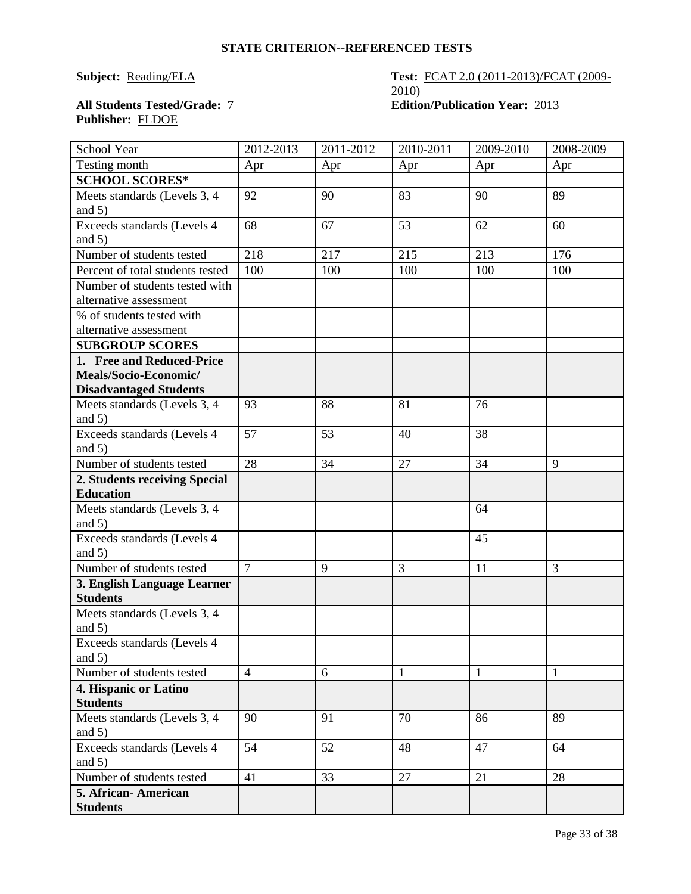## STATE CRITERION--REFERENCED TESTS

**Subject:** Reading/ELA

**Test:** FCAT 2.0 (2011-2013)/FCAT (2009-2010)

**All Students Tested/Grade:** 7

**Edition/Publication Year:** 2013

**Publisher:** FLDOE

| School Year | 2012-2013 | 2011-2012 | 2010-2011 | 2009-2010 | 2008-2009 |
|---|---|---|---|---|---|
| Testing month | Apr | Apr | Apr | Apr | Apr |
| **SCHOOL SCORES*** | | | | | |
| Meets standards (Levels 3, 4 and 5) | 92 | 90 | 83 | 90 | 89 |
| Exceeds standards (Levels 4 and 5) | 68 | 67 | 53 | 62 | 60 |
| Number of students tested | 218 | 217 | 215 | 213 | 176 |
| Percent of total students tested | 100 | 100 | 100 | 100 | 100 |
| Number of students tested with alternative assessment | | | | | |
| % of students tested with alternative assessment | | | | | |
| **SUBGROUP SCORES** | | | | | |
| **1. Free and Reduced-Price Meals/Socio-Economic/ Disadvantaged Students** | | | | | |
| Meets standards (Levels 3, 4 and 5) | 93 | 88 | 81 | 76 | |
| Exceeds standards (Levels 4 and 5) | 57 | 53 | 40 | 38 | |
| Number of students tested | 28 | 34 | 27 | 34 | 9 |
| **2. Students receiving Special Education** | | | | | |
| Meets standards (Levels 3, 4 and 5) | | | | 64 | |
| Exceeds standards (Levels 4 and 5) | | | | 45 | |
| Number of students tested | 7 | 9 | 3 | 11 | 3 |
| **3. English Language Learner Students** | | | | | |
| Meets standards (Levels 3, 4 and 5) | | | | | |
| Exceeds standards (Levels 4 and 5) | | | | | |
| Number of students tested | 4 | 6 | 1 | 1 | 1 |
| **4. Hispanic or Latino Students** | | | | | |
| Meets standards (Levels 3, 4 and 5) | 90 | 91 | 70 | 86 | 89 |
| Exceeds standards (Levels 4 and 5) | 54 | 52 | 48 | 47 | 64 |
| Number of students tested | 41 | 33 | 27 | 21 | 28 |
| **5. African- American Students** | | | | | |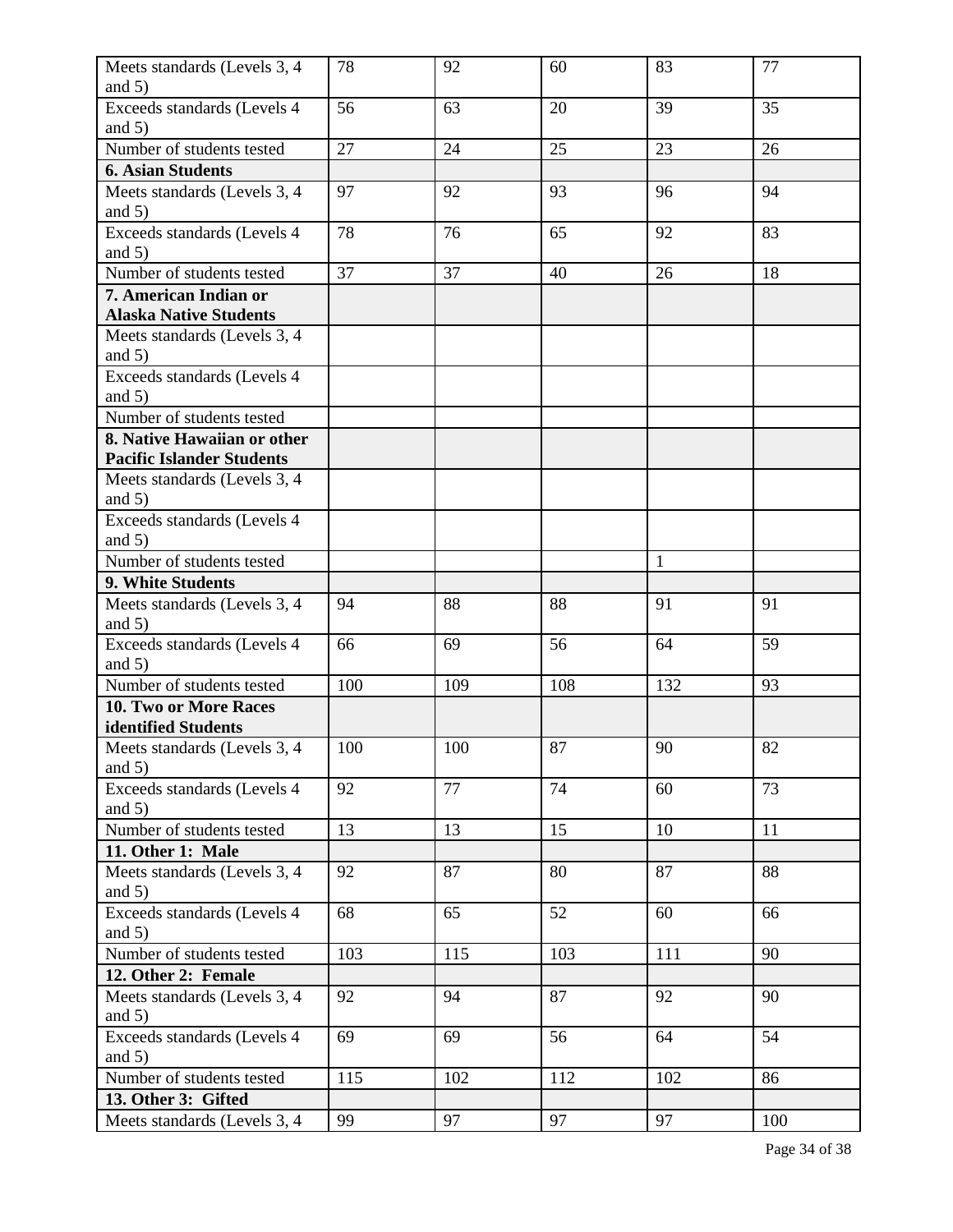| | | | | | |
|---|---|---|---|---|---|
| Meets standards (Levels 3, 4 and 5) | 78 | 92 | 60 | 83 | 77 |
| Exceeds standards (Levels 4 and 5) | 56 | 63 | 20 | 39 | 35 |
| Number of students tested | 27 | 24 | 25 | 23 | 26 |
| **6. Asian Students** | | | | | |
| Meets standards (Levels 3, 4 and 5) | 97 | 92 | 93 | 96 | 94 |
| Exceeds standards (Levels 4 and 5) | 78 | 76 | 65 | 92 | 83 |
| Number of students tested | 37 | 37 | 40 | 26 | 18 |
| **7. American Indian or Alaska Native Students** | | | | | |
| Meets standards (Levels 3, 4 and 5) | | | | | |
| Exceeds standards (Levels 4 and 5) | | | | | |
| Number of students tested | | | | | |
| **8. Native Hawaiian or other Pacific Islander Students** | | | | | |
| Meets standards (Levels 3, 4 and 5) | | | | | |
| Exceeds standards (Levels 4 and 5) | | | | | |
| Number of students tested | | | | 1 | |
| **9. White Students** | | | | | |
| Meets standards (Levels 3, 4 and 5) | 94 | 88 | 88 | 91 | 91 |
| Exceeds standards (Levels 4 and 5) | 66 | 69 | 56 | 64 | 59 |
| Number of students tested | 100 | 109 | 108 | 132 | 93 |
| **10. Two or More Races identified Students** | | | | | |
| Meets standards (Levels 3, 4 and 5) | 100 | 100 | 87 | 90 | 82 |
| Exceeds standards (Levels 4 and 5) | 92 | 77 | 74 | 60 | 73 |
| Number of students tested | 13 | 13 | 15 | 10 | 11 |
| **11. Other 1: Male** | | | | | |
| Meets standards (Levels 3, 4 and 5) | 92 | 87 | 80 | 87 | 88 |
| Exceeds standards (Levels 4 and 5) | 68 | 65 | 52 | 60 | 66 |
| Number of students tested | 103 | 115 | 103 | 111 | 90 |
| **12. Other 2: Female** | | | | | |
| Meets standards (Levels 3, 4 and 5) | 92 | 94 | 87 | 92 | 90 |
| Exceeds standards (Levels 4 and 5) | 69 | 69 | 56 | 64 | 54 |
| Number of students tested | 115 | 102 | 112 | 102 | 86 |
| **13. Other 3: Gifted** | | | | | |
| Meets standards (Levels 3, 4 | 99 | 97 | 97 | 97 | 100 |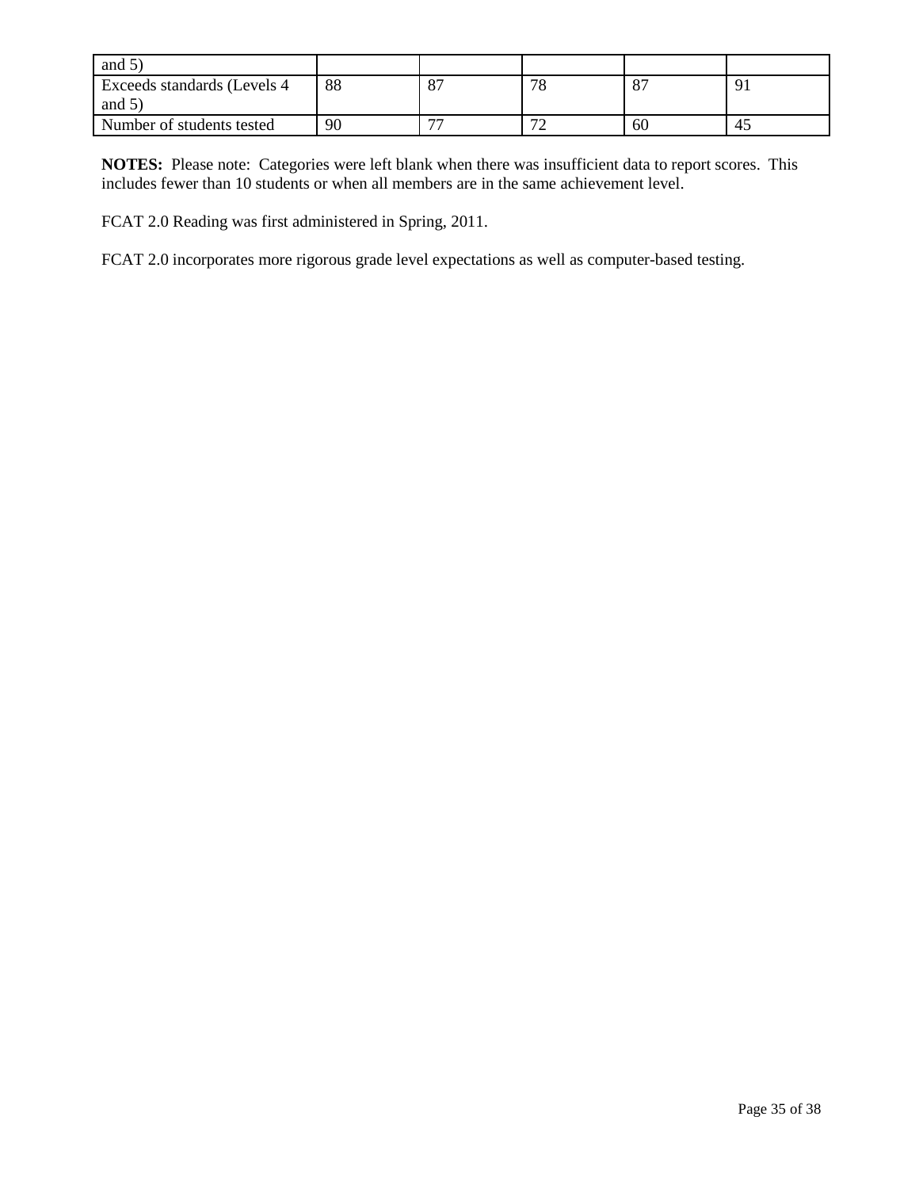| and 5) | | | | | |
|---|---|---|---|---|---|
| Exceeds standards (Levels 4 and 5) | 88 | 87 | 78 | 87 | 91 |
| Number of students tested | 90 | 77 | 72 | 60 | 45 |

**NOTES:** Please note: Categories were left blank when there was insufficient data to report scores. This includes fewer than 10 students or when all members are in the same achievement level.

FCAT 2.0 Reading was first administered in Spring, 2011.

FCAT 2.0 incorporates more rigorous grade level expectations as well as computer-based testing.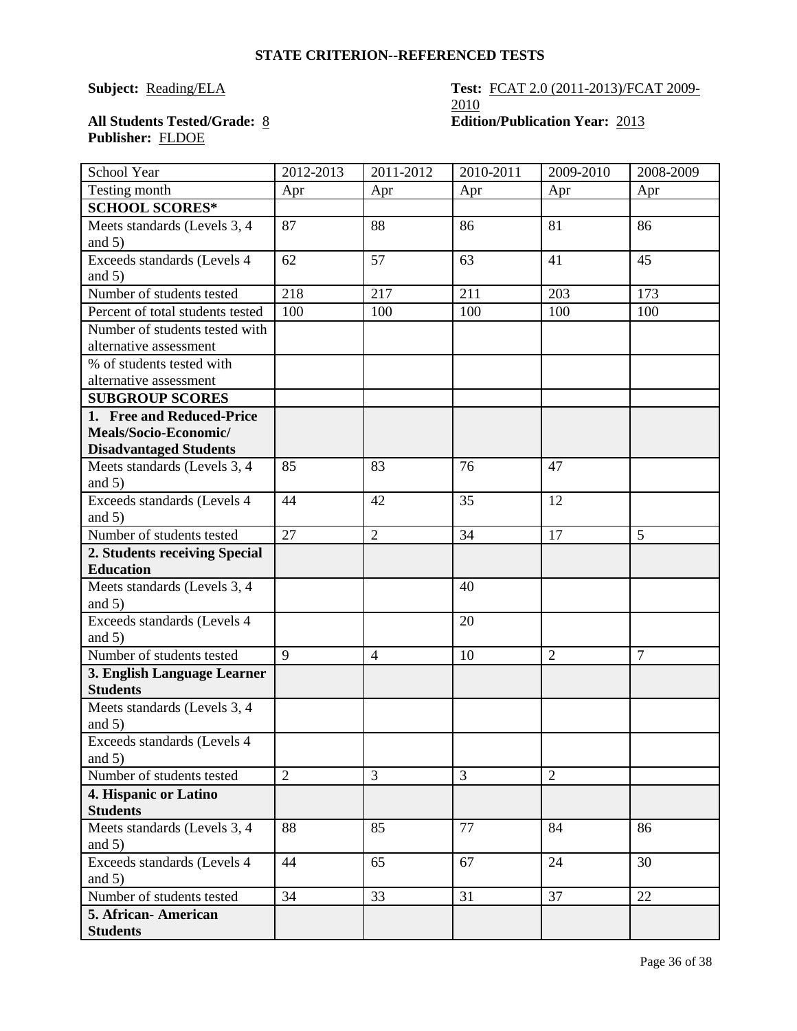### STATE CRITERION--REFERENCED TESTS

**Subject:** Reading/ELA

**Test:** FCAT 2.0 (2011-2013)/FCAT 2009-2010

**All Students Tested/Grade:** 8

**Edition/Publication Year:** 2013

**Publisher:** FLDOE

| School Year | 2012-2013 | 2011-2012 | 2010-2011 | 2009-2010 | 2008-2009 |
|---|---|---|---|---|---|
| Testing month | Apr | Apr | Apr | Apr | Apr |
| **SCHOOL SCORES*** | | | | | |
| Meets standards (Levels 3, 4 and 5) | 87 | 88 | 86 | 81 | 86 |
| Exceeds standards (Levels 4 and 5) | 62 | 57 | 63 | 41 | 45 |
| Number of students tested | 218 | 217 | 211 | 203 | 173 |
| Percent of total students tested | 100 | 100 | 100 | 100 | 100 |
| Number of students tested with alternative assessment | | | | | |
| % of students tested with alternative assessment | | | | | |
| **SUBGROUP SCORES** | | | | | |
| **1. Free and Reduced-Price Meals/Socio-Economic/ Disadvantaged Students** | | | | | |
| Meets standards (Levels 3, 4 and 5) | 85 | 83 | 76 | 47 | |
| Exceeds standards (Levels 4 and 5) | 44 | 42 | 35 | 12 | |
| Number of students tested | 27 | 2 | 34 | 17 | 5 |
| **2. Students receiving Special Education** | | | | | |
| Meets standards (Levels 3, 4 and 5) | | | 40 | | |
| Exceeds standards (Levels 4 and 5) | | | 20 | | |
| Number of students tested | 9 | 4 | 10 | 2 | 7 |
| **3. English Language Learner Students** | | | | | |
| Meets standards (Levels 3, 4 and 5) | | | | | |
| Exceeds standards (Levels 4 and 5) | | | | | |
| Number of students tested | 2 | 3 | 3 | 2 | |
| **4. Hispanic or Latino Students** | | | | | |
| Meets standards (Levels 3, 4 and 5) | 88 | 85 | 77 | 84 | 86 |
| Exceeds standards (Levels 4 and 5) | 44 | 65 | 67 | 24 | 30 |
| Number of students tested | 34 | 33 | 31 | 37 | 22 |
| **5. African- American Students** | | | | | |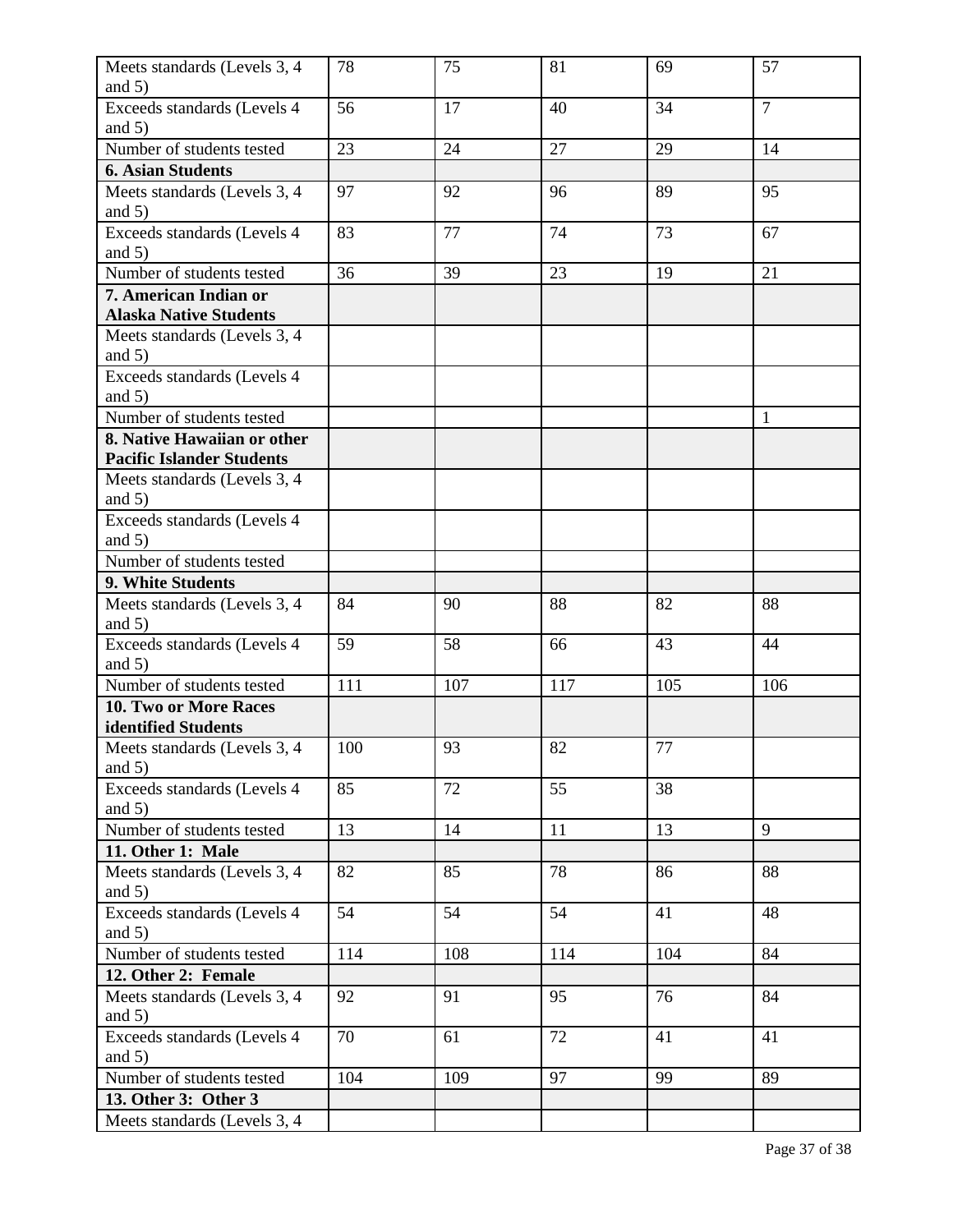| | | | | | |
|---|---|---|---|---|---|
| Meets standards (Levels 3, 4 and 5) | 78 | 75 | 81 | 69 | 57 |
| Exceeds standards (Levels 4 and 5) | 56 | 17 | 40 | 34 | 7 |
| Number of students tested | 23 | 24 | 27 | 29 | 14 |
| **6. Asian Students** | | | | | |
| Meets standards (Levels 3, 4 and 5) | 97 | 92 | 96 | 89 | 95 |
| Exceeds standards (Levels 4 and 5) | 83 | 77 | 74 | 73 | 67 |
| Number of students tested | 36 | 39 | 23 | 19 | 21 |
| **7. American Indian or Alaska Native Students** | | | | | |
| Meets standards (Levels 3, 4 and 5) | | | | | |
| Exceeds standards (Levels 4 and 5) | | | | | |
| Number of students tested | | | | | 1 |
| **8. Native Hawaiian or other Pacific Islander Students** | | | | | |
| Meets standards (Levels 3, 4 and 5) | | | | | |
| Exceeds standards (Levels 4 and 5) | | | | | |
| Number of students tested | | | | | |
| **9. White Students** | | | | | |
| Meets standards (Levels 3, 4 and 5) | 84 | 90 | 88 | 82 | 88 |
| Exceeds standards (Levels 4 and 5) | 59 | 58 | 66 | 43 | 44 |
| Number of students tested | 111 | 107 | 117 | 105 | 106 |
| **10. Two or More Races identified Students** | | | | | |
| Meets standards (Levels 3, 4 and 5) | 100 | 93 | 82 | 77 | |
| Exceeds standards (Levels 4 and 5) | 85 | 72 | 55 | 38 | |
| Number of students tested | 13 | 14 | 11 | 13 | 9 |
| **11. Other 1: Male** | | | | | |
| Meets standards (Levels 3, 4 and 5) | 82 | 85 | 78 | 86 | 88 |
| Exceeds standards (Levels 4 and 5) | 54 | 54 | 54 | 41 | 48 |
| Number of students tested | 114 | 108 | 114 | 104 | 84 |
| **12. Other 2: Female** | | | | | |
| Meets standards (Levels 3, 4 and 5) | 92 | 91 | 95 | 76 | 84 |
| Exceeds standards (Levels 4 and 5) | 70 | 61 | 72 | 41 | 41 |
| Number of students tested | 104 | 109 | 97 | 99 | 89 |
| **13. Other 3: Other 3** | | | | | |
| Meets standards (Levels 3, 4 | | | | | |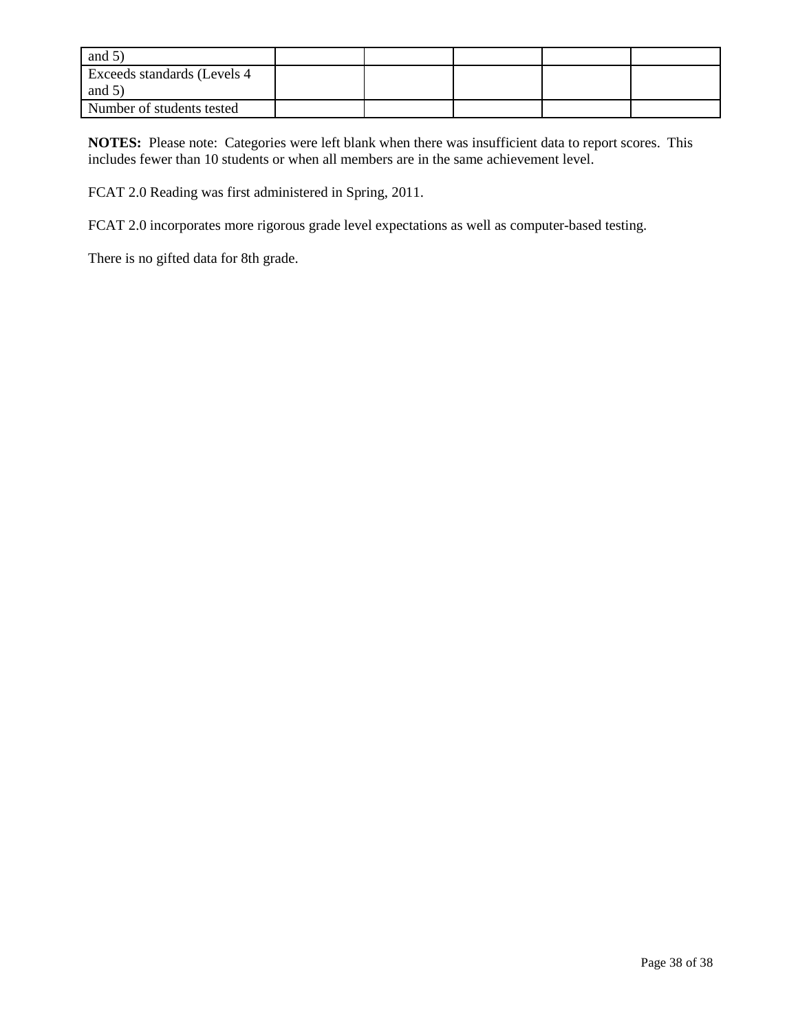| | | | | | |
|---|---|---|---|---|---|
| and 5) | | | | | |
| Exceeds standards (Levels 4 and 5) | | | | | |
| Number of students tested | | | | | |

**NOTES:** Please note: Categories were left blank when there was insufficient data to report scores. This includes fewer than 10 students or when all members are in the same achievement level.

FCAT 2.0 Reading was first administered in Spring, 2011.

FCAT 2.0 incorporates more rigorous grade level expectations as well as computer-based testing.

There is no gifted data for 8th grade.